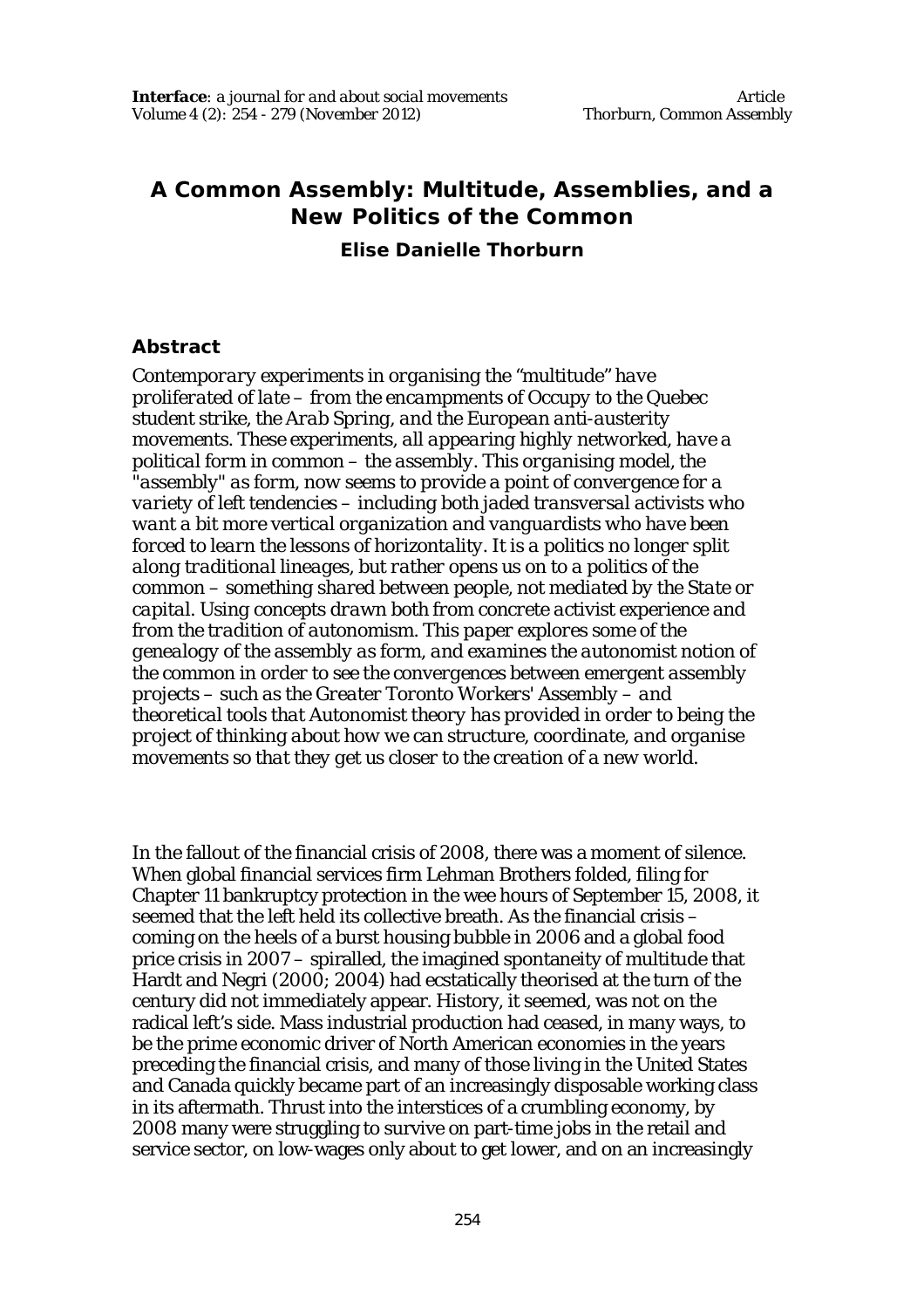# A Common Assembly: Multitude, Assemblies, and a New Politics of the Common

**Elise Danielle Thorburn**

## Abstract

*Contemporary experiments in organising the "multitude" have proliferated of late – from the encampments of Occupy to the Quebec student strike, the Arab Spring, and the European anti-austerity movements. These experiments, all appearing highly networked, have a political form in common – the assembly. This organising model, the "assembly" as form, now seems to provide a point of convergence for a variety of left tendencies – including both jaded transversal activists who want a bit more vertical organization and vanguardists who have been forced to learn the lessons of horizontality. It is a politics no longer split along traditional lineages, but rather opens us on to a politics of the common – something shared between people, not mediated by the State or capital. Using concepts drawn both from concrete activist experience and from the tradition of autonomism. This paper explores some of the genealogy of the assembly as form, and examines the autonomist notion of the common in order to see the convergences between emergent assembly projects – such as the Greater Toronto Workers' Assembly – and theoretical tools that Autonomist theory has provided in order to being the project of thinking about how we can structure, coordinate, and organise movements so that they get us closer to the creation of a new world.*

In the fallout of the financial crisis of 2008, there was a moment of silence. When global financial services firm Lehman Brothers folded, filing for Chapter 11 bankruptcy protection in the wee hours of September 15, 2008, it seemed that the left held its collective breath. As the financial crisis – coming on the heels of a burst housing bubble in 2006 and a global food price crisis in 2007 – spiralled, the imagined spontaneity of multitude that Hardt and Negri (2000; 2004) had ecstatically theorised at the turn of the century did not immediately appear. History, it seemed, was not on the radical left's side. Mass industrial production had ceased, in many ways, to be the prime economic driver of North American economies in the years preceding the financial crisis, and many of those living in the United States and Canada quickly became part of an increasingly disposable working class in its aftermath. Thrust into the interstices of a crumbling economy, by 2008 many were struggling to survive on part-time jobs in the retail and service sector, on low-wages only about to get lower, and on an increasingly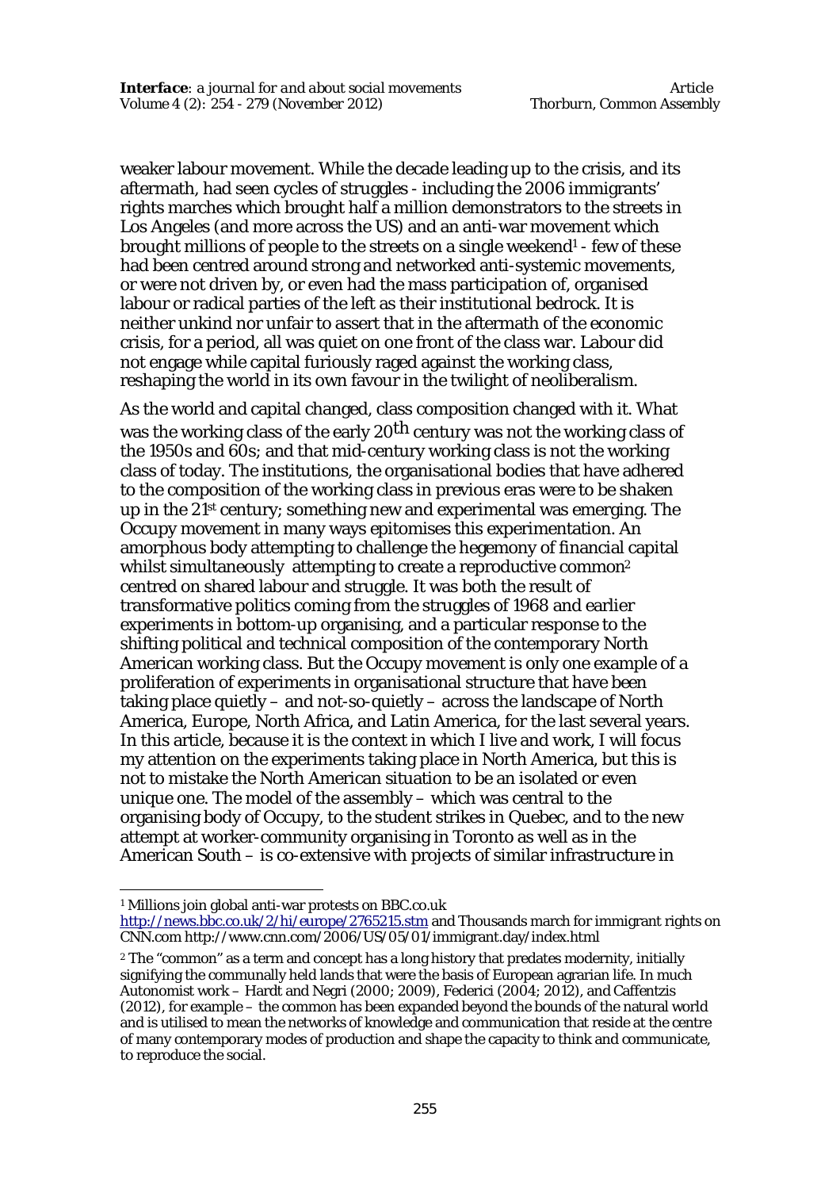weaker labour movement. While the decade leading up to the crisis, and its aftermath, had seen cycles of struggles - including the 2006 immigrants' rights marches which brought half a million demonstrators to the streets in Los Angeles (and more across the US) and an anti-war movement which brought millions of people to the streets on a single weekend[1] - few of these had been centred around strong and networked anti-systemic movements, or were not driven by, or even had the mass participation of, organised labour or radical parties of the left as their institutional bedrock. It is neither unkind nor unfair to assert that in the aftermath of the economic crisis, for a period, all was quiet on one front of the class war. Labour did not engage while capital furiously raged against the working class, reshaping the world in its own favour in the twilight of neoliberalism.

As the world and capital changed, class composition changed with it. What was the working class of the early 20th century was not the working class of the 1950s and 60s; and that mid-century working class is not the working class of today. The institutions, the organisational bodies that have adhered to the composition of the working class in previous eras were to be shaken up in the 21st century; something new and experimental was emerging. The Occupy movement in many ways epitomises this experimentation. An amorphous body attempting to challenge the hegemony of financial capital whilst simultaneously attempting to create a reproductive common[2] centred on shared labour and struggle. It was both the result of transformative politics coming from the struggles of 1968 and earlier experiments in bottom-up organising, and a particular response to the shifting political and technical composition of the contemporary North American working class. But the Occupy movement is only one example of a proliferation of experiments in organisational structure that have been taking place quietly – and not-so-quietly – across the landscape of North America, Europe, North Africa, and Latin America, for the last several years. In this article, because it is the context in which I live and work, I will focus my attention on the experiments taking place in North America, but this is not to mistake the North American situation to be an isolated or even unique one. The model of the assembly – which was central to the organising body of Occupy, to the student strikes in Quebec, and to the new attempt at worker-community organising in Toronto as well as in the American South – is co-extensive with projects of similar infrastructure in

---

[1] Millions join global anti-war protests on BBC.co.uk http://news.bbc.co.uk/2/hi/europe/2765215.stm and Thousands march for immigrant rights on CNN.com http://www.cnn.com/2006/US/05/01/immigrant.day/index.html

[2] The "common" as a term and concept has a long history that predates modernity, initially signifying the communally held lands that were the basis of European agrarian life. In much Autonomist work – Hardt and Negri (2000; 2009), Federici (2004; 2012), and Caffentzis (2012), for example – the common has been expanded beyond the bounds of the natural world and is utilised to mean the networks of knowledge and communication that reside at the centre of many contemporary modes of production and shape the capacity to think and communicate, to reproduce the social.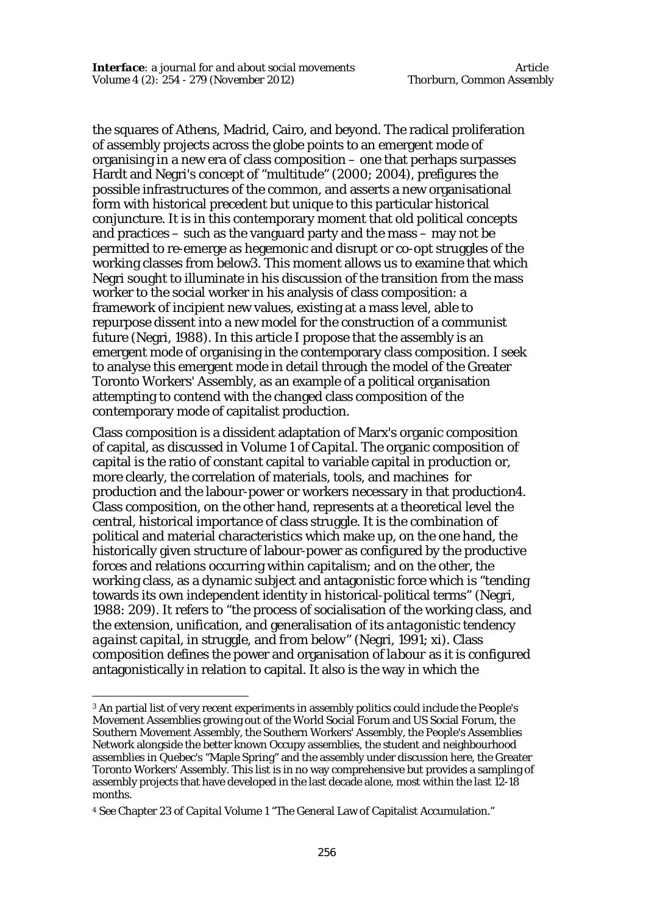the squares of Athens, Madrid, Cairo, and beyond. The radical proliferation of assembly projects across the globe points to an emergent mode of organising in a new era of class composition – one that perhaps surpasses Hardt and Negri's concept of "multitude" (2000; 2004), prefigures the possible infrastructures of the common, and asserts a new organisational form with historical precedent but unique to this particular historical conjuncture. It is in this contemporary moment that old political concepts and practices – such as the vanguard party and the mass – may not be permitted to re-emerge as hegemonic and disrupt or co-opt struggles of the working classes from below[3]. This moment allows us to examine that which Negri sought to illuminate in his discussion of the transition from the mass worker to the social worker in his analysis of class composition: a framework of incipient new values, existing at a mass level, able to repurpose dissent into a new model for the construction of a communist future (Negri, 1988). In this article I propose that the assembly is an emergent mode of organising in the contemporary class composition. I seek to analyse this emergent mode in detail through the model of the Greater Toronto Workers' Assembly, as an example of a political organisation attempting to contend with the changed class composition of the contemporary mode of capitalist production.

Class composition is a dissident adaptation of Marx's organic composition of capital, as discussed in Volume 1 of *Capital*. The organic composition of capital is the ratio of constant capital to variable capital in production or, more clearly, the correlation of materials, tools, and machines for production and the labour-power or workers necessary in that production[4]. Class composition, on the other hand, represents at a theoretical level the central, historical importance of class struggle. It is the combination of political and material characteristics which make up, on the one hand, the historically given structure of labour-power as configured by the productive forces and relations occurring within capitalism; and on the other, the working class, as a dynamic subject and antagonistic force which is "tending towards its own independent identity in historical-political terms" (Negri, 1988: 209). It refers to "the process of socialisation of the working class, and the extension, unification, and generalisation of *its antagonistic tendency against capital, in struggle, and from below*" (Negri, 1991; xi). Class composition defines the power and organisation of *labour* as it is configured antagonistically in relation to capital. It also is the way in which the

---

[3] An partial list of very recent experiments in assembly politics could include the People's Movement Assemblies growing out of the World Social Forum and US Social Forum, the Southern Movement Assembly, the Southern Workers' Assembly, the People's Assemblies Network alongside the better known Occupy assemblies, the student and neighbourhood assemblies in Quebec's "Maple Spring" and the assembly under discussion here, the Greater Toronto Workers' Assembly. This list is in no way comprehensive but provides a sampling of assembly projects that have developed in the last decade alone, most within the last 12-18 months.

[4] See Chapter 23 of *Capital* Volume 1 "The General Law of Capitalist Accumulation."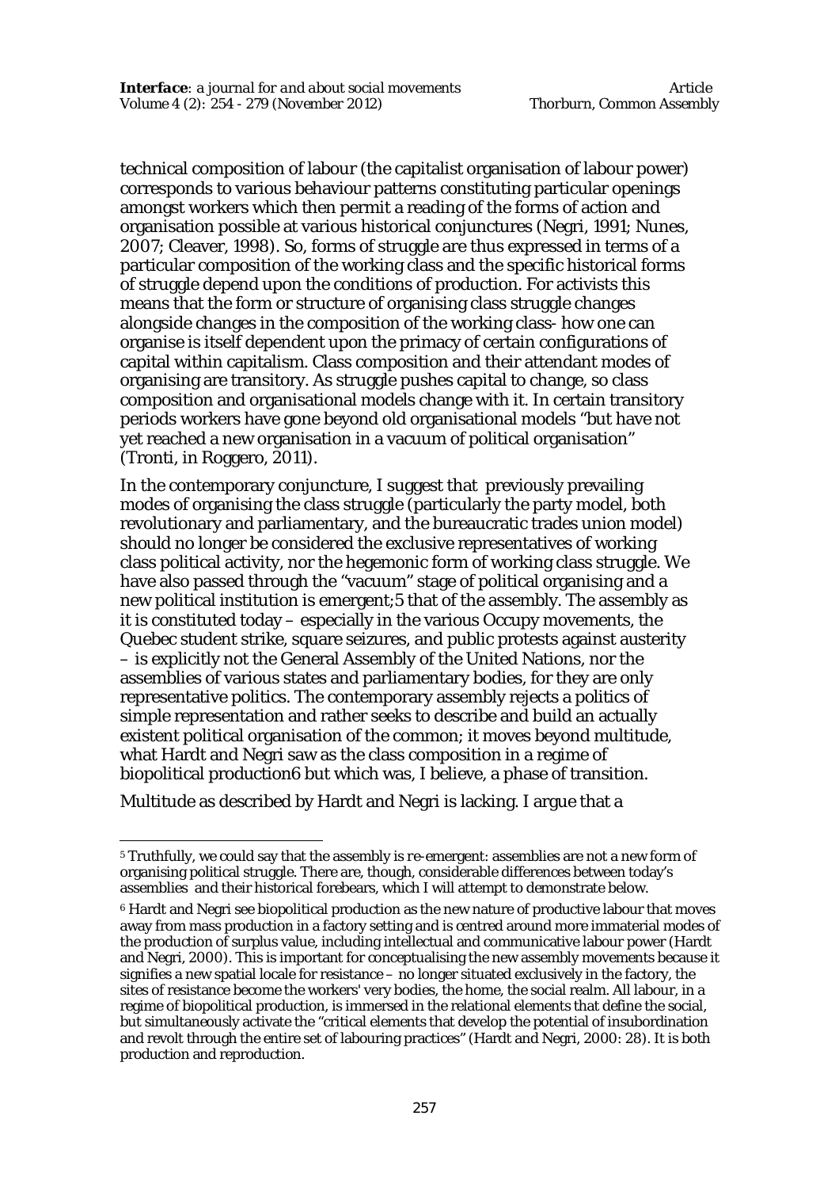technical composition of labour (the capitalist organisation of labour power) corresponds to various behaviour patterns constituting particular openings amongst workers which then permit a reading of the forms of action and organisation possible at various historical conjunctures (Negri, 1991; Nunes, 2007; Cleaver, 1998). So, forms of struggle are thus expressed in terms of a particular composition of the working class and the specific historical forms of struggle depend upon the conditions of production. For activists this means that the form or structure of organising class struggle changes alongside changes in the composition of the working class- how one can organise is itself dependent upon the primacy of certain configurations of capital within capitalism. Class composition and their attendant modes of organising are transitory. As struggle pushes capital to change, so class composition and organisational models change with it. In certain transitory periods workers have gone beyond old organisational models "but have not yet reached a new organisation in a vacuum of political organisation" (Tronti, in Roggero, 2011).

In the contemporary conjuncture, I suggest that previously prevailing modes of organising the class struggle (particularly the party model, both revolutionary and parliamentary, and the bureaucratic trades union model) should no longer be considered the exclusive representatives of working class political activity, nor the hegemonic form of working class struggle. We have also passed through the "vacuum" stage of political organising and a new political institution is emergent;[5] that of the assembly. The assembly as it is constituted today – especially in the various Occupy movements, the Quebec student strike, square seizures, and public protests against austerity – is explicitly not the General Assembly of the United Nations, nor the assemblies of various states and parliamentary bodies, for they are only representative politics. The contemporary assembly rejects a politics of simple representation and rather seeks to describe and build an actually existent political organisation of the common; it moves beyond multitude, what Hardt and Negri saw as the class composition in a regime of biopolitical production[6] but which was, I believe, a phase of transition.

Multitude as described by Hardt and Negri is lacking. I argue that a

---

[5] Truthfully, we could say that the assembly is *re*-emergent: assemblies are not a new form of organising political struggle. There are, though, considerable differences between today's assemblies and their historical forebears, which I will attempt to demonstrate below.

[6] Hardt and Negri see biopolitical production as the new nature of productive labour that moves away from mass production in a factory setting and is centred around more immaterial modes of the production of surplus value, including intellectual and communicative labour power (Hardt and Negri, 2000). This is important for conceptualising the new assembly movements because it signifies a new spatial locale for resistance – no longer situated exclusively in the factory, the sites of resistance become the workers' very bodies, the home, the social realm. All labour, in a regime of biopolitical production, is immersed in the relational elements that define the social, but simultaneously activate the "critical elements that develop the potential of insubordination and revolt through the entire set of labouring practices" (Hardt and Negri, 2000: 28). It is both production and reproduction.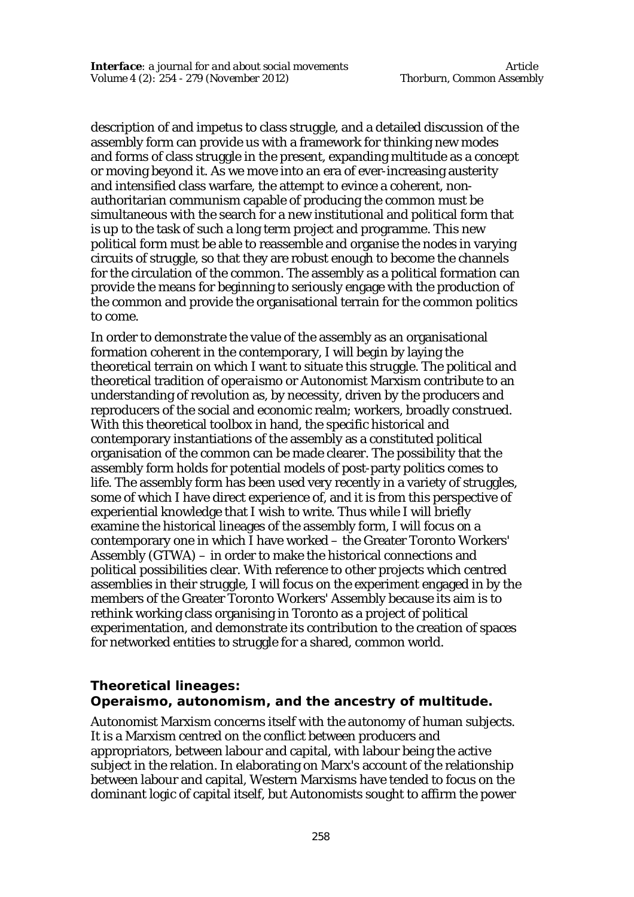description of and impetus to class struggle, and a detailed discussion of the assembly form can provide us with a framework for thinking new modes and forms of class struggle in the present, expanding multitude as a concept or moving beyond it. As we move into an era of ever-increasing austerity and intensified class warfare, the attempt to evince a coherent, non-authoritarian communism capable of producing the common must be simultaneous with the search for a new institutional and political form that is up to the task of such a long term project and programme. This new political form must be able to reassemble and organise the nodes in varying circuits of struggle, so that they are robust enough to become the channels for the circulation of the common. The assembly as a political formation can provide the means for beginning to seriously engage with the production of the common and provide the organisational terrain for the common politics to come.

In order to demonstrate the value of the assembly as an organisational formation coherent in the contemporary, I will begin by laying the theoretical terrain on which I want to situate this struggle. The political and theoretical tradition of *operaismo* or Autonomist Marxism contribute to an understanding of revolution as, by necessity, driven by the producers and reproducers of the social and economic realm; workers, broadly construed. With this theoretical toolbox in hand, the specific historical and contemporary instantiations of the assembly as a constituted political organisation of the common can be made clearer. The possibility that the assembly form holds for potential models of post-party politics comes to life. The assembly form has been used very recently in a variety of struggles, some of which I have direct experience of, and it is from this perspective of experiential knowledge that I wish to write. Thus while I will briefly examine the historical lineages of the assembly form, I will focus on a contemporary one in which I have worked – the Greater Toronto Workers' Assembly (GTWA) – in order to make the historical connections and political possibilities clear. With reference to other projects which centred assemblies in their struggle, I will focus on the experiment engaged in by the members of the Greater Toronto Workers' Assembly because its aim is to rethink working class organising in Toronto as a project of political experimentation, and demonstrate its contribution to the creation of spaces for networked entities to struggle for a shared, common world.

## Theoretical lineages: Operaismo, autonomism, and the ancestry of multitude.

Autonomist Marxism concerns itself with the autonomy of human subjects. It is a Marxism centred on the conflict between producers and appropriators, between labour and capital, with labour being the active subject in the relation. In elaborating on Marx's account of the relationship between labour and capital, Western Marxisms have tended to focus on the dominant logic of capital itself, but Autonomists sought to affirm the power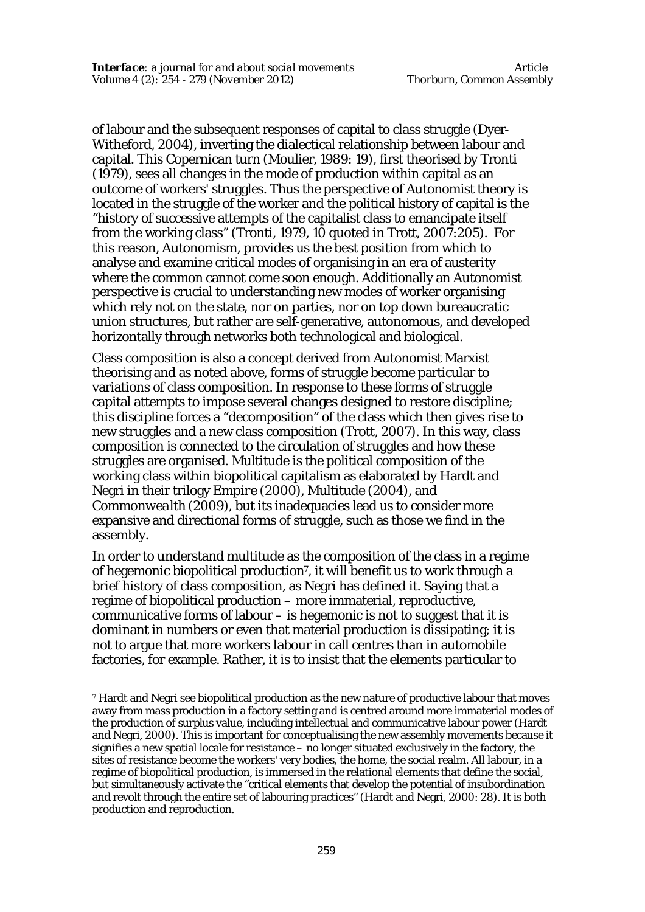of labour and the subsequent responses of capital to class struggle (Dyer-Witheford, 2004), inverting the dialectical relationship between labour and capital. This Copernican turn (Moulier, 1989: 19), first theorised by Tronti (1979), sees all changes in the mode of production within capital as an outcome of workers' struggles. Thus the perspective of Autonomist theory is located in the struggle of the worker and the political history of capital is the "history of successive attempts of the capitalist class to emancipate itself from the working class" (Tronti, 1979, 10 quoted in Trott, 2007:205). For this reason, Autonomism, provides us the best position from which to analyse and examine critical modes of organising in an era of austerity where the common cannot come soon enough. Additionally an Autonomist perspective is crucial to understanding new modes of worker organising which rely not on the state, nor on parties, nor on top down bureaucratic union structures, but rather are self-generative, autonomous, and developed horizontally through networks both technological and biological.

Class composition is also a concept derived from Autonomist Marxist theorising and as noted above, forms of struggle become particular to variations of class composition. In response to these forms of struggle capital attempts to impose several changes designed to restore discipline; this discipline forces a "decomposition" of the class which then gives rise to new struggles and a new class composition (Trott, 2007). In this way, class composition is connected to the circulation of struggles and how these struggles are organised. Multitude is the political composition of the working class within biopolitical capitalism as elaborated by Hardt and Negri in their trilogy *Empire* (2000), *Multitude* (2004), and *Commonwealth* (2009), but its inadequacies lead us to consider more expansive and directional forms of struggle, such as those we find in the assembly.

In order to understand multitude as the composition of the class in a regime of hegemonic biopolitical production[7], it will benefit us to work through a brief history of class composition, as Negri has defined it. Saying that a regime of biopolitical production – more immaterial, reproductive, communicative forms of labour – is hegemonic is not to suggest that it is dominant in numbers or even that material production is dissipating; it is not to argue that more workers labour in call centres than in automobile factories, for example. Rather, it is to insist that the elements particular to

[7] Hardt and Negri see biopolitical production as the new nature of productive labour that moves away from mass production in a factory setting and is centred around more immaterial modes of the production of surplus value, including intellectual and communicative labour power (Hardt and Negri, 2000). This is important for conceptualising the new assembly movements because it signifies a new spatial locale for resistance – no longer situated exclusively in the factory, the sites of resistance become the workers' very bodies, the home, the social realm. All labour, in a regime of biopolitical production, is immersed in the relational elements that define the social, but simultaneously activate the "critical elements that develop the potential of insubordination and revolt through the entire set of labouring practices" (Hardt and Negri, 2000: 28). It is both production and reproduction.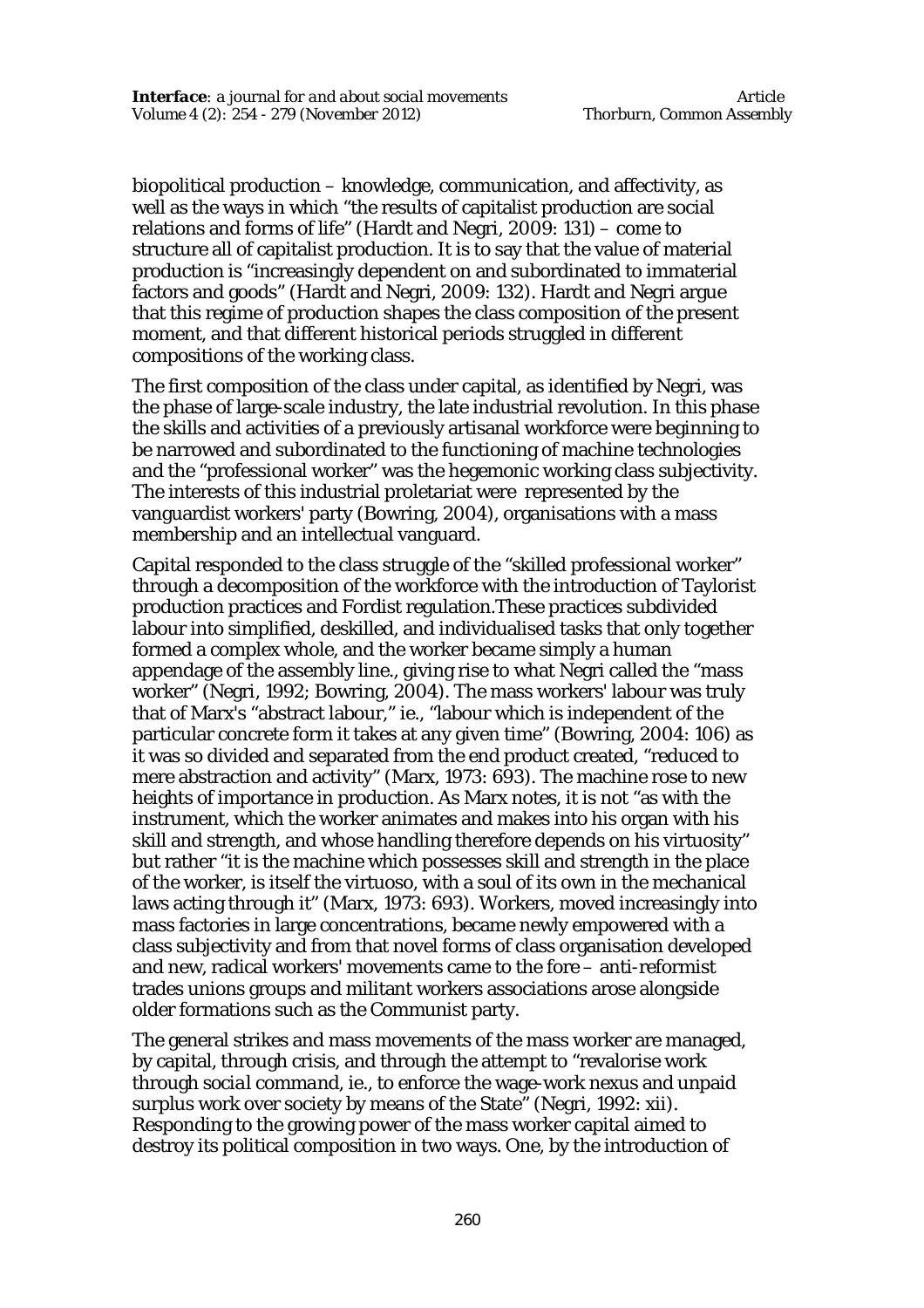biopolitical production – knowledge, communication, and affectivity, as well as the ways in which "the results of capitalist production are social relations and forms of life" (Hardt and Negri, 2009: 131) – come to structure all of capitalist production. It is to say that the value of material production is "increasingly dependent on and subordinated to immaterial factors and goods" (Hardt and Negri, 2009: 132). Hardt and Negri argue that this regime of production shapes the class composition of the present moment, and that different historical periods struggled in different compositions of the working class.

The first composition of the class under capital, as identified by Negri, was the phase of large-scale industry, the late industrial revolution. In this phase the skills and activities of a previously artisanal workforce were beginning to be narrowed and subordinated to the functioning of machine technologies and the "professional worker" was the hegemonic working class subjectivity. The interests of this industrial proletariat were represented by the vanguardist workers' party (Bowring, 2004), organisations with a mass membership and an intellectual vanguard.

Capital responded to the class struggle of the "skilled professional worker" through a decomposition of the workforce with the introduction of Taylorist production practices and Fordist regulation.These practices subdivided labour into simplified, deskilled, and individualised tasks that only together formed a complex whole, and the worker became simply a human appendage of the assembly line., giving rise to what Negri called the "mass worker" (Negri, 1992; Bowring, 2004). The mass workers' labour was truly that of Marx's "abstract labour," ie., "labour which is independent of the particular concrete form it takes at any given time" (Bowring, 2004: 106) as it was so divided and separated from the end product created, "reduced to mere abstraction and activity" (Marx, 1973: 693). The machine rose to new heights of importance in production. As Marx notes, it is not "as with the instrument, which the worker animates and makes into his organ with his skill and strength, and whose handling therefore depends on his virtuosity" but rather "it is the machine which possesses skill and strength in the place of the worker, is itself the virtuoso, with a soul of its own in the mechanical laws acting through it" (Marx, 1973: 693). Workers, moved increasingly into mass factories in large concentrations, became newly empowered with a class subjectivity and from that novel forms of class organisation developed and new, radical workers' movements came to the fore – anti-reformist trades unions groups and militant workers associations arose alongside older formations such as the Communist party.

The general strikes and mass movements of the mass worker are managed, by capital, through crisis, and through the attempt to "revalorise work through *social command*, ie., to enforce the wage-work nexus and unpaid surplus work over society by means of the State" (Negri, 1992: xii). Responding to the growing power of the mass worker capital aimed to destroy its political composition in two ways. One, by the introduction of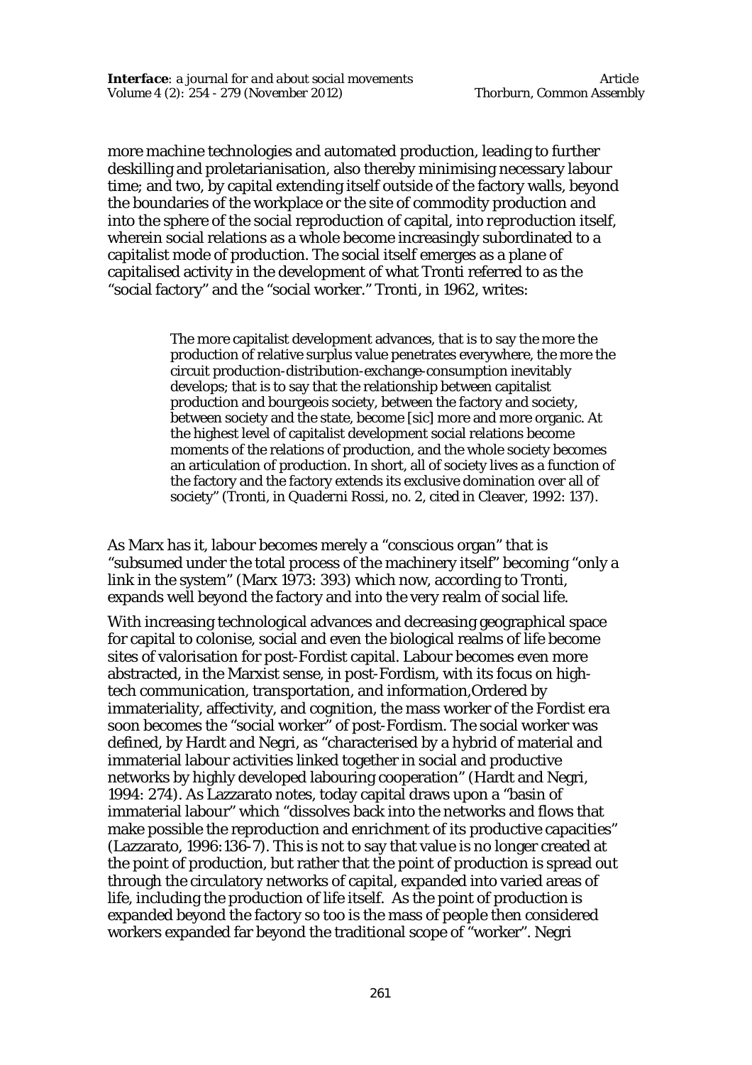more machine technologies and automated production, leading to further deskilling and proletarianisation, also thereby minimising necessary labour time; and two, by capital extending itself outside of the factory walls, beyond the boundaries of the workplace or the site of commodity production and into the sphere of the social reproduction of capital, *into reproduction itself*, wherein social relations as a whole become increasingly subordinated to a capitalist mode of production. The social itself emerges as a plane of capitalised activity in the development of what Tronti referred to as the "social factory" and the "social worker." Tronti, in 1962, writes:

> The more capitalist development advances, that is to say the more the production of relative surplus value penetrates everywhere, the more the circuit production-distribution-exchange-consumption inevitably develops; that is to say that the relationship between capitalist production and bourgeois society, between the factory and society, between society and the state, become [sic] more and more organic. At the highest level of capitalist development social relations become moments of the relations of production, and the whole society becomes an articulation of production. In short, all of society lives as a function of the factory and the factory extends its exclusive domination over all of society" (Tronti, in *Quaderni Rossi*, no. 2, cited in Cleaver, 1992: 137).

As Marx has it, labour becomes merely a "conscious organ" that is "subsumed under the total process of the machinery itself" becoming "only a link in the system" (Marx 1973: 393) which now, according to Tronti, expands well beyond the factory and into the very realm of social life.

With increasing technological advances and decreasing geographical space for capital to colonise, social and even the biological realms of life become sites of valorisation for post-Fordist capital. Labour becomes even more abstracted, in the Marxist sense, in post-Fordism, with its focus on high-tech communication, transportation, and information,Ordered by immateriality, affectivity, and cognition, the mass worker of the Fordist era soon becomes the "social worker" of post-Fordism. The social worker was defined, by Hardt and Negri, as "characterised by a hybrid of material and immaterial labour activities linked together in social and productive networks by highly developed labouring cooperation" (Hardt and Negri, 1994: 274). As Lazzarato notes, today capital draws upon a "basin of immaterial labour" which "dissolves back into the networks and flows that make possible the reproduction and enrichment of its productive capacities" (Lazzarato, 1996:136-7). This is not to say that value is no longer created at the point of production, but rather that the point of production is spread out through the circulatory networks of capital, expanded into varied areas of life, including the production of life itself. As the point of production is expanded beyond the factory so too is the mass of people then considered workers expanded far beyond the traditional scope of "worker". Negri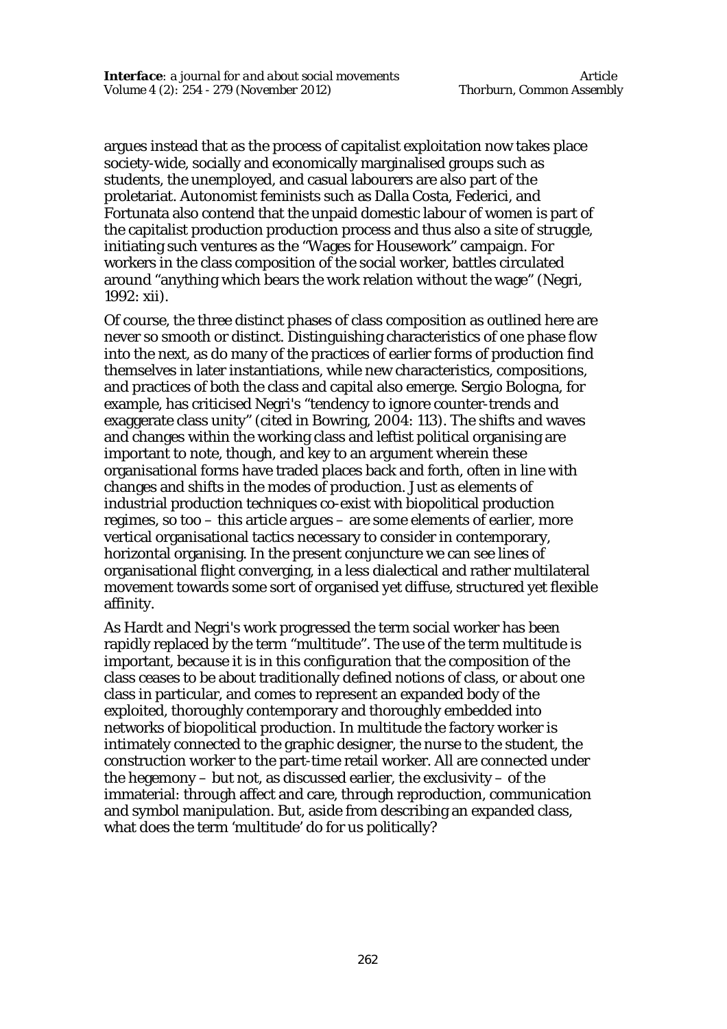argues instead that as the process of capitalist exploitation now takes place society-wide, socially and economically marginalised groups such as students, the unemployed, and casual labourers are also part of the proletariat. Autonomist feminists such as Dalla Costa, Federici, and Fortunata also contend that the unpaid domestic labour of women is part of the capitalist production production process and thus also a site of struggle, initiating such ventures as the "Wages for Housework" campaign. For workers in the class composition of the social worker, battles circulated around "anything which bears the work relation without the wage" (Negri, 1992: xii).

Of course, the three distinct phases of class composition as outlined here are never so smooth or distinct. Distinguishing characteristics of one phase flow into the next, as do many of the practices of earlier forms of production find themselves in later instantiations, while new characteristics, compositions, and practices of both the class and capital also emerge. Sergio Bologna, for example, has criticised Negri's "tendency to ignore counter-trends and exaggerate class unity" (cited in Bowring, 2004: 113). The shifts and waves and changes within the working class and leftist political organising are important to note, though, and key to an argument wherein these organisational forms have traded places back and forth, often in line with changes and shifts in the modes of production. Just as elements of industrial production techniques co-exist with biopolitical production regimes, so too – this article argues – are some elements of earlier, more vertical organisational tactics necessary to consider in contemporary, horizontal organising. In the present conjuncture we can see lines of organisational flight converging, in a less dialectical and rather multilateral movement towards some sort of organised yet diffuse, structured yet flexible affinity.

As Hardt and Negri's work progressed the term social worker has been rapidly replaced by the term "multitude". The use of the term multitude is important, because it is in this configuration that the composition of the class ceases to be about traditionally defined notions of class, or about one class in particular, and comes to represent an expanded body of the exploited, thoroughly contemporary and thoroughly embedded into networks of biopolitical production. In multitude the factory worker is intimately connected to the graphic designer, the nurse to the student, the construction worker to the part-time retail worker. All are connected under the hegemony – but not, as discussed earlier, the exclusivity – of the immaterial: through affect and care, through reproduction, communication and symbol manipulation. But, aside from describing an expanded class, what does the term 'multitude' do for us politically?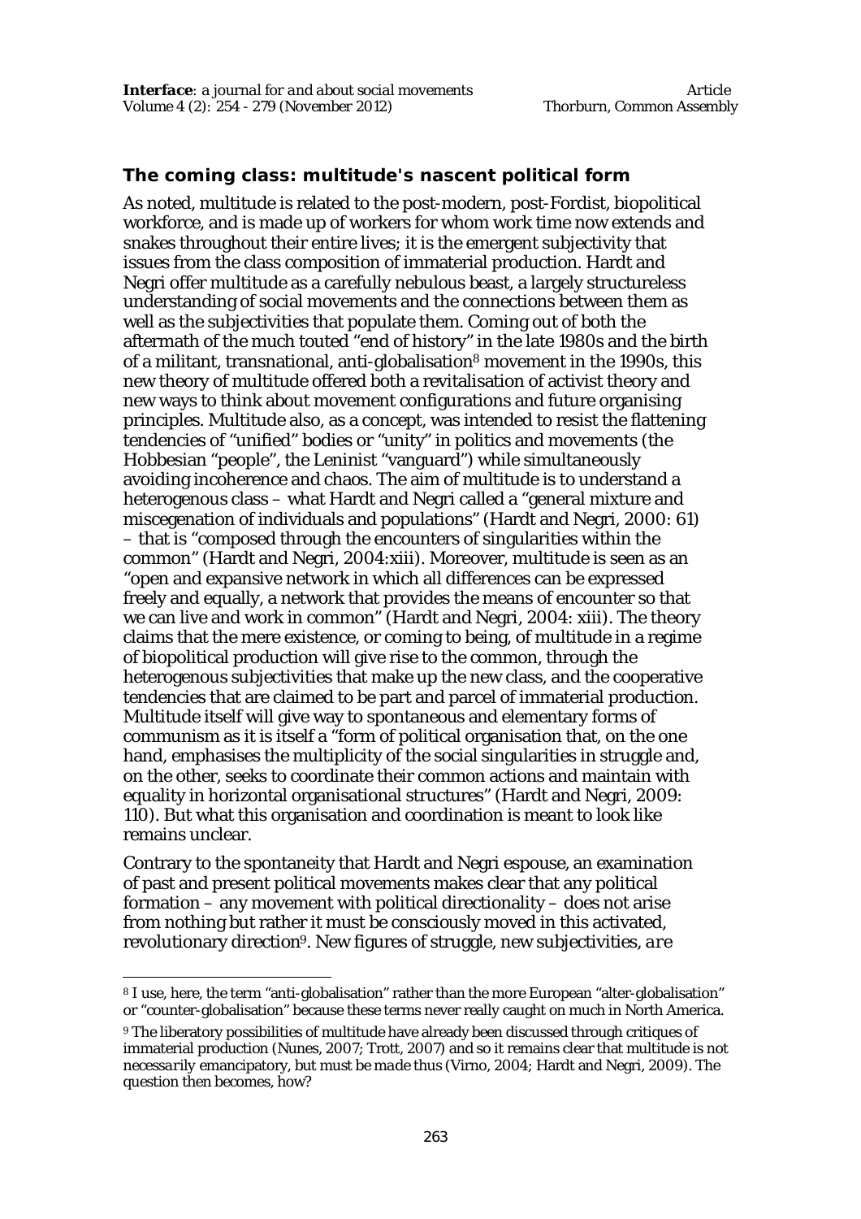### The coming class: multitude's nascent political form

As noted, multitude is related to the post-modern, post-Fordist, biopolitical workforce, and is made up of workers for whom work time now extends and snakes throughout their entire lives; it is the emergent subjectivity that issues from the class composition of immaterial production. Hardt and Negri offer multitude as a carefully nebulous beast, a largely structureless understanding of social movements and the connections between them as well as the subjectivities that populate them. Coming out of both the aftermath of the much touted "end of history" in the late 1980s and the birth of a militant, transnational, anti-globalisation[8] movement in the 1990s, this new theory of multitude offered both a revitalisation of activist theory and new ways to think about movement configurations and future organising principles. Multitude also, as a concept, was intended to resist the flattening tendencies of "unified" bodies or "unity" in politics and movements (the Hobbesian "people", the Leninist "vanguard") while simultaneously avoiding incoherence and chaos. The aim of multitude is to understand a heterogenous class – what Hardt and Negri called a "general mixture and miscegenation of individuals and populations" (Hardt and Negri, 2000: 61) – that is "composed through the encounters of singularities within the common" (Hardt and Negri, 2004:xiii). Moreover, multitude is seen as an "open and expansive network in which all differences can be expressed freely and equally, a network that provides the means of encounter so that we can live and work in common" (Hardt and Negri, 2004: xiii). The theory claims that the mere existence, or coming to being, of multitude in a regime of biopolitical production will give rise to the common, through the heterogenous subjectivities that make up the new class, and the cooperative tendencies that are claimed to be part and parcel of immaterial production. Multitude itself will give way to spontaneous and elementary forms of communism as it is itself a "form of political organisation that, on the one hand, emphasises the multiplicity of the social singularities in struggle and, on the other, seeks to coordinate their common actions and maintain with equality in horizontal organisational structures" (Hardt and Negri, 2009: 110). But what this organisation and coordination is meant to look like remains unclear.

Contrary to the spontaneity that Hardt and Negri espouse, an examination of past and present political movements makes clear that any political formation – any movement with political directionality – does not arise from nothing but rather it must be consciously moved in this activated, revolutionary direction[9]. New figures of struggle, new subjectivities, *are*

---

[8] I use, here, the term "anti-globalisation" rather than the more European "alter-globalisation" or "counter-globalisation" because these terms never really caught on much in North America.

[9] The liberatory possibilities of multitude have already been discussed through critiques of immaterial production (Nunes, 2007; Trott, 2007) and so it remains clear that multitude is not *necessarily* emancipatory, but must be *made* thus (Virno, 2004; Hardt and Negri, 2009). The question then becomes, how?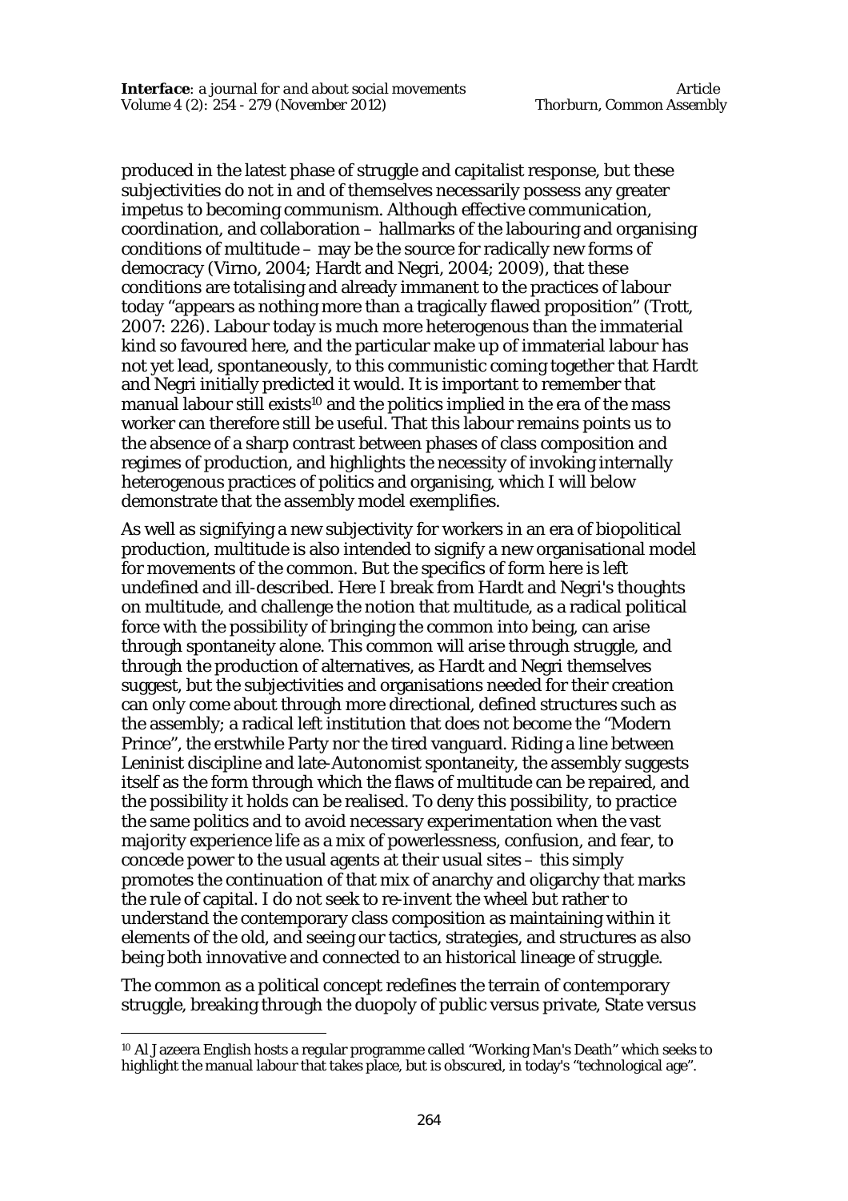produced in the latest phase of struggle and capitalist response, but these subjectivities do not in and of themselves necessarily possess any greater impetus to becoming communism. Although effective communication, coordination, and collaboration – hallmarks of the labouring and organising conditions of multitude – may be the source for radically new forms of democracy (Virno, 2004; Hardt and Negri, 2004; 2009), that these conditions are totalising and already immanent to the practices of labour today "appears as nothing more than a tragically flawed proposition" (Trott, 2007: 226). Labour today is much more heterogenous than the immaterial kind so favoured here, and the particular make up of immaterial labour has not yet lead, spontaneously, to this communistic coming together that Hardt and Negri initially predicted it would. It is important to remember that manual labour still exists[10] and the politics implied in the era of the mass worker can therefore still be useful. That this labour remains points us to the absence of a sharp contrast between phases of class composition and regimes of production, and highlights the necessity of invoking internally heterogenous practices of politics and organising, which I will below demonstrate that the assembly model exemplifies.

As well as signifying a new subjectivity for workers in an era of biopolitical production, multitude is also intended to signify a new organisational model for movements of the common. But the specifics of form here is left undefined and ill-described. Here I break from Hardt and Negri's thoughts on multitude, and challenge the notion that multitude, as a radical political force with the possibility of bringing the common into being, can arise through spontaneity alone. This common will arise through struggle, and through the production of alternatives, as Hardt and Negri themselves suggest, but the subjectivities and organisations needed for their creation can only come about through more directional, defined structures such as the assembly; a radical left institution that does not become the "Modern Prince", the erstwhile Party nor the tired vanguard. Riding a line between Leninist discipline and late-Autonomist spontaneity, the assembly suggests itself as the form through which the flaws of multitude can be repaired, and the possibility it holds can be realised. To deny this possibility, to practice the same politics and to avoid necessary experimentation when the vast majority experience life as a mix of powerlessness, confusion, and fear, to concede power to the usual agents at their usual sites – this simply promotes the continuation of that mix of anarchy and oligarchy that marks the rule of capital. I do not seek to re-invent the wheel but rather to understand the contemporary class composition as maintaining within it elements of the old, and seeing our tactics, strategies, and structures as also being both innovative and connected to an historical lineage of struggle.

The common as a political concept redefines the terrain of contemporary struggle, breaking through the duopoly of public versus private, State versus

[10] Al Jazeera English hosts a regular programme called "Working Man's Death" which seeks to highlight the manual labour that takes place, but is obscured, in today's "technological age".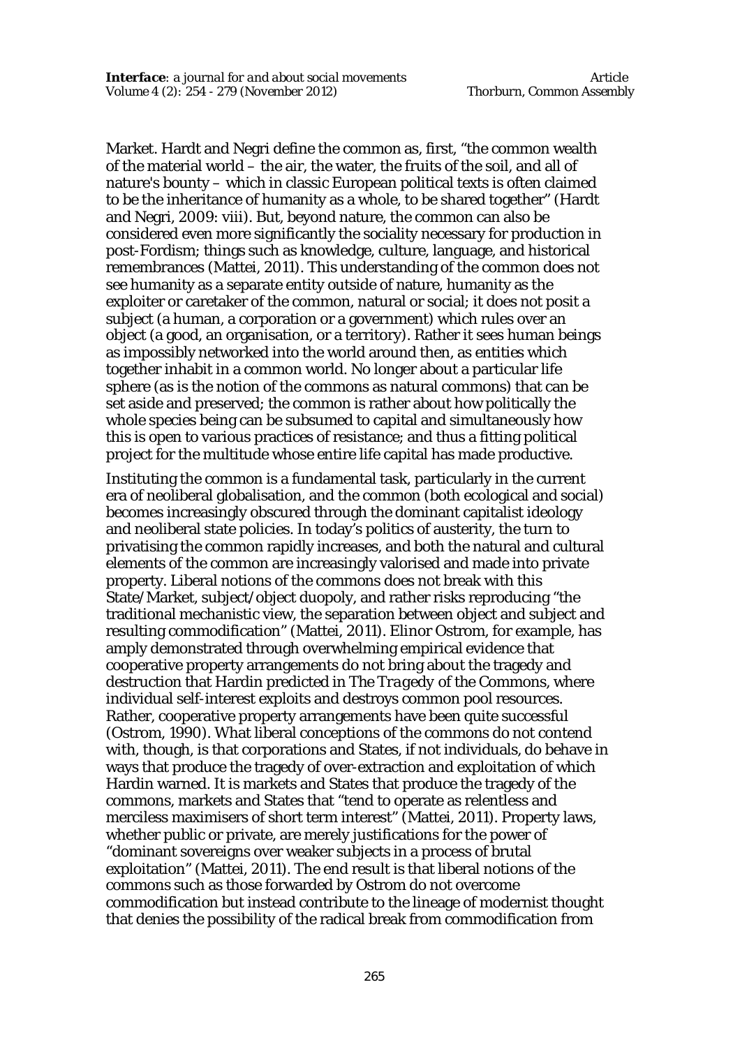Market. Hardt and Negri define the common as, first, "the common wealth of the material world – the air, the water, the fruits of the soil, and all of nature's bounty – which in classic European political texts is often claimed to be the inheritance of humanity as a whole, to be shared together" (Hardt and Negri, 2009: viii). But, beyond nature, the common can also be considered even more significantly the sociality necessary for production in post-Fordism; things such as knowledge, culture, language, and historical remembrances (Mattei, 2011). This understanding of the common does not see humanity as a separate entity outside of nature, humanity as the exploiter or caretaker of the common, natural or social; it does not posit a subject (a human, a corporation or a government) which rules over an object (a good, an organisation, or a territory). Rather it sees human beings as impossibly networked into the world around then, as entities which together inhabit in a common world. No longer about a particular life sphere (as is the notion of the commons as natural commons) that can be set aside and preserved; the common is rather about how politically the whole species being can be subsumed to capital and simultaneously how this is open to various practices of resistance; and thus a fitting political project for the multitude whose entire life capital has made productive.

Instituting the common is a fundamental task, particularly in the current era of neoliberal globalisation, and the common (both ecological and social) becomes increasingly obscured through the dominant capitalist ideology and neoliberal state policies. In today's politics of austerity, the turn to privatising the common rapidly increases, and both the natural and cultural elements of the common are increasingly valorised and made into private property. Liberal notions of the commons does not break with this State/Market, subject/object duopoly, and rather risks reproducing "the traditional mechanistic view, the separation between object and subject and resulting commodification" (Mattei, 2011). Elinor Ostrom, for example, has amply demonstrated through overwhelming empirical evidence that cooperative property arrangements do not bring about the tragedy and destruction that Hardin predicted in *The Tragedy of the Commons*, where individual self-interest exploits and destroys common pool resources. Rather, cooperative property arrangements have been quite successful (Ostrom, 1990). What liberal conceptions of the commons do not contend with, though, is that corporations and States, if not individuals, do behave in ways that produce the tragedy of over-extraction and exploitation of which Hardin warned. It is markets and States that produce the tragedy of the commons, markets and States that "tend to operate as relentless and merciless maximisers of short term interest" (Mattei, 2011). Property laws, whether public or private, are merely justifications for the power of "dominant sovereigns over weaker subjects in a process of brutal exploitation" (Mattei, 2011). The end result is that liberal notions of the commons such as those forwarded by Ostrom do not overcome commodification but instead contribute to the lineage of modernist thought that denies the possibility of the radical break from commodification from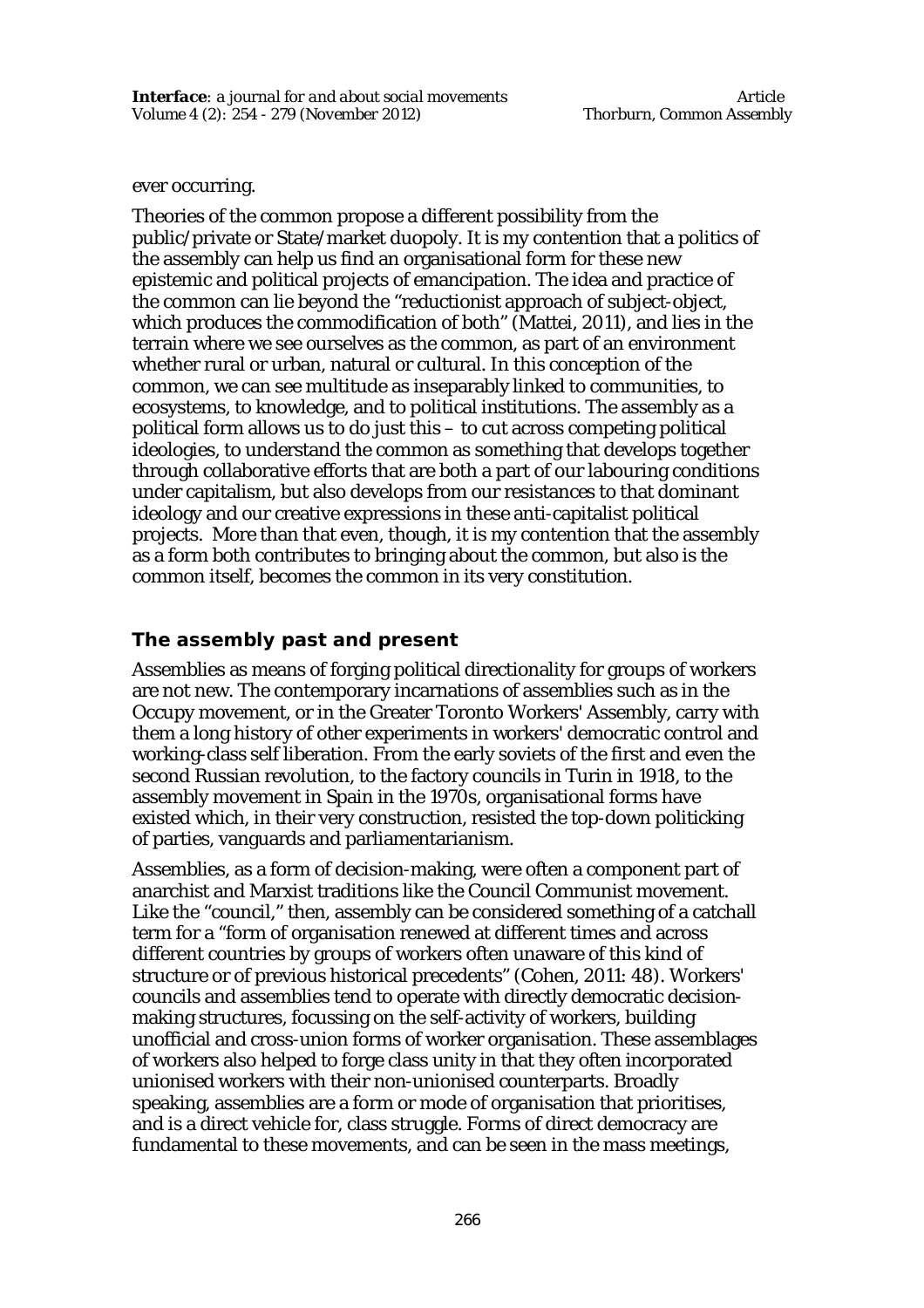ever occurring.

Theories of the common propose a different possibility from the public/private or State/market duopoly. It is my contention that a politics of the assembly can help us find an organisational form for these new epistemic and political projects of emancipation. The idea and practice of the common can lie beyond the "reductionist approach of subject-object, which produces the commodification of both" (Mattei, 2011), and lies in the terrain where we see ourselves as the common, as part of an environment whether rural or urban, natural or cultural. In this conception of the common, we can see multitude as inseparably linked to communities, to ecosystems, to knowledge, and to political institutions. The assembly as a political form allows us to do just this – to cut across competing political ideologies, to understand the common as something that develops together through collaborative efforts that are both a part of our labouring conditions under capitalism, but also develops from our resistances to that dominant ideology and our creative expressions in these anti-capitalist political projects. More than that even, though, it is my contention that the assembly as a form both contributes to bringing about the common, but also is the common itself, becomes the common in its very constitution.

## The assembly past and present

Assemblies as means of forging political directionality for groups of workers are not new. The contemporary incarnations of assemblies such as in the Occupy movement, or in the Greater Toronto Workers' Assembly, carry with them a long history of other experiments in workers' democratic control and working-class self liberation. From the early soviets of the first and even the second Russian revolution, to the factory councils in Turin in 1918, to the assembly movement in Spain in the 1970s, organisational forms have existed which, in their very construction, resisted the top-down politicking of parties, vanguards and parliamentarianism.

Assemblies, as a form of decision-making, were often a component part of anarchist and Marxist traditions like the Council Communist movement. Like the "council," then, assembly can be considered something of a catchall term for a "form of organisation renewed at different times and across different countries by groups of workers often unaware of this kind of structure or of previous historical precedents" (Cohen, 2011: 48). Workers' councils and assemblies tend to operate with directly democratic decision-making structures, focussing on the self-activity of workers, building unofficial and cross-union forms of worker organisation. These assemblages of workers also helped to forge class unity in that they often incorporated unionised workers with their non-unionised counterparts. Broadly speaking, assemblies are a form or mode of organisation that prioritises, and is a direct vehicle for, class struggle. Forms of direct democracy are fundamental to these movements, and can be seen in the mass meetings,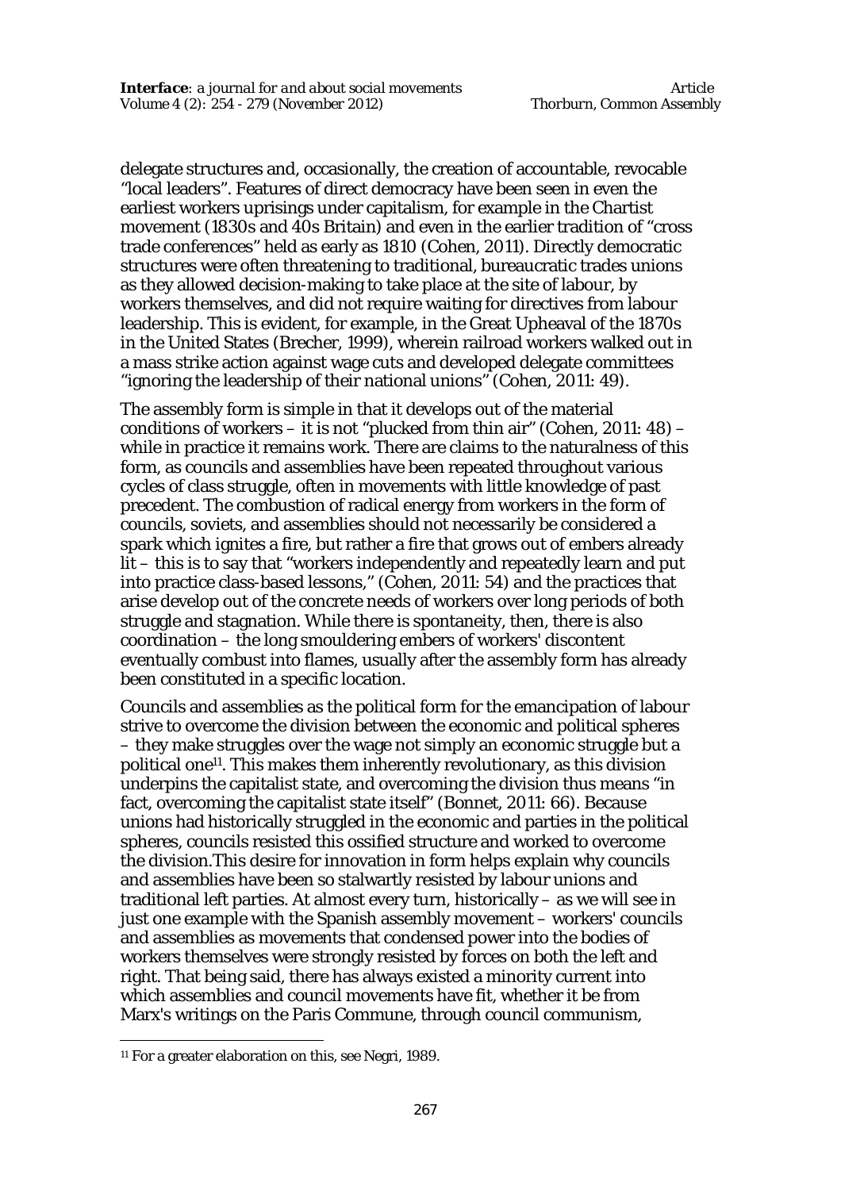delegate structures and, occasionally, the creation of accountable, revocable "local leaders". Features of direct democracy have been seen in even the earliest workers uprisings under capitalism, for example in the Chartist movement (1830s and 40s Britain) and even in the earlier tradition of "cross trade conferences" held as early as 1810 (Cohen, 2011). Directly democratic structures were often threatening to traditional, bureaucratic trades unions as they allowed decision-making to take place at the site of labour, by workers themselves, and did not require waiting for directives from labour leadership. This is evident, for example, in the Great Upheaval of the 1870s in the United States (Brecher, 1999), wherein railroad workers walked out in a mass strike action against wage cuts and developed delegate committees "ignoring the leadership of their national unions" (Cohen, 2011: 49).

The assembly form is simple in that it develops out of the material conditions of workers – it is not "plucked from thin air" (Cohen, 2011: 48) – while in practice it remains work. There are claims to the naturalness of this form, as councils and assemblies have been repeated throughout various cycles of class struggle, often in movements with little knowledge of past precedent. The combustion of radical energy from workers in the form of councils, soviets, and assemblies should not necessarily be considered a spark which ignites a fire, but rather a fire that grows out of embers already lit – this is to say that "workers independently and repeatedly learn and put into practice class-based lessons," (Cohen, 2011: 54) and the practices that arise develop out of the concrete needs of workers over long periods of both struggle and stagnation. While there is spontaneity, then, there is also coordination – the long smouldering embers of workers' discontent eventually combust into flames, usually after the assembly form has already been constituted in a specific location.

Councils and assemblies as the political form for the emancipation of labour strive to overcome the division between the economic and political spheres – they make struggles over the wage not simply an economic struggle but a political one[11]. This makes them inherently revolutionary, as this division underpins the capitalist state, and overcoming the division thus means "in fact, overcoming the capitalist state itself" (Bonnet, 2011: 66). Because unions had historically struggled in the economic and parties in the political spheres, councils resisted this ossified structure and worked to overcome the division.This desire for innovation in form helps explain why councils and assemblies have been so stalwartly resisted by labour unions and traditional left parties. At almost every turn, historically – as we will see in just one example with the Spanish assembly movement – workers' councils and assemblies as movements that condensed power into the bodies of workers themselves were strongly resisted by forces on both the left and right. That being said, there has always existed a minority current into which assemblies and council movements have fit, whether it be from Marx's writings on the Paris Commune, through council communism,

[11] For a greater elaboration on this, see Negri, 1989.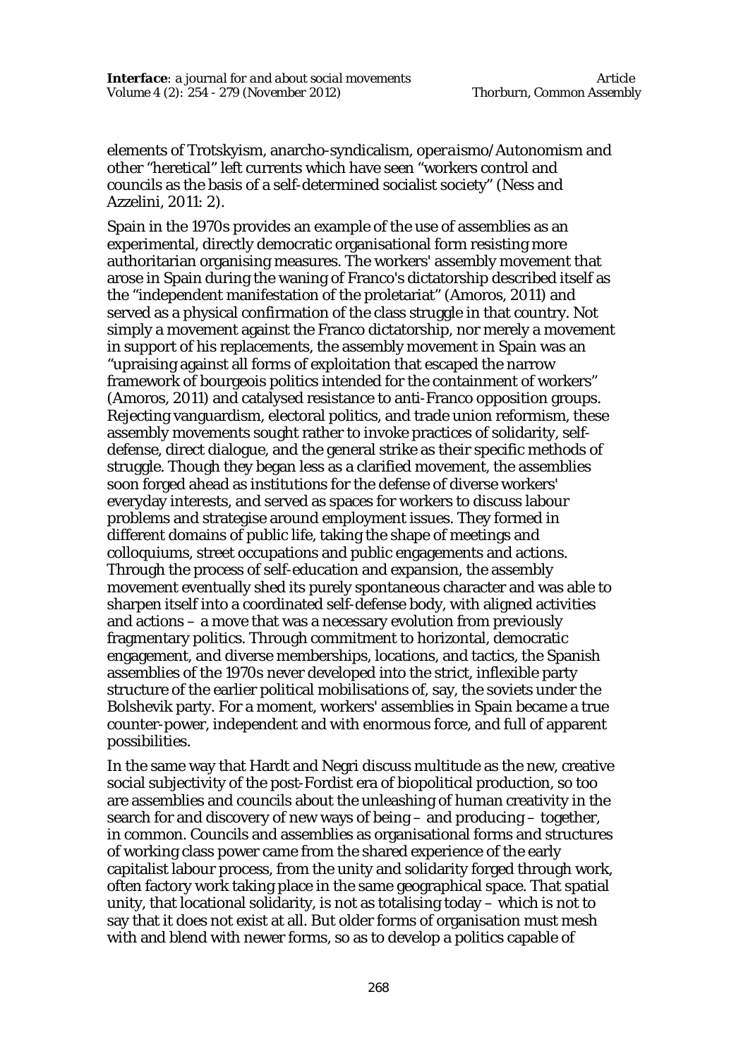elements of Trotskyism, anarcho-syndicalism, *operaismo*/Autonomism and other "heretical" left currents which have seen "workers control and councils as the basis of a self-determined socialist society" (Ness and Azzelini, 2011: 2).

Spain in the 1970s provides an example of the use of assemblies as an experimental, directly democratic organisational form resisting more authoritarian organising measures. The workers' assembly movement that arose in Spain during the waning of Franco's dictatorship described itself as the "independent manifestation of the proletariat" (Amoros, 2011) and served as a physical confirmation of the class struggle in that country. Not simply a movement against the Franco dictatorship, nor merely a movement in support of his replacements, the assembly movement in Spain was an "upraising against all forms of exploitation that escaped the narrow framework of bourgeois politics intended for the containment of workers" (Amoros, 2011) and catalysed resistance to anti-Franco opposition groups. Rejecting vanguardism, electoral politics, and trade union reformism, these assembly movements sought rather to invoke practices of solidarity, self-defense, direct dialogue, and the general strike as their specific methods of struggle. Though they began less as a clarified movement, the assemblies soon forged ahead as institutions for the defense of diverse workers' everyday interests, and served as spaces for workers to discuss labour problems and strategise around employment issues. They formed in different domains of public life, taking the shape of meetings and colloquiums, street occupations and public engagements and actions. Through the process of self-education and expansion, the assembly movement eventually shed its purely spontaneous character and was able to sharpen itself into a coordinated self-defense body, with aligned activities and actions – a move that was a necessary evolution from previously fragmentary politics. Through commitment to horizontal, democratic engagement, and diverse memberships, locations, and tactics, the Spanish assemblies of the 1970s never developed into the strict, inflexible party structure of the earlier political mobilisations of, say, the soviets under the Bolshevik party. For a moment, workers' assemblies in Spain became a true counter-power, independent and with enormous force, and full of apparent possibilities.

In the same way that Hardt and Negri discuss multitude as the new, creative social subjectivity of the post-Fordist era of biopolitical production, so too are assemblies and councils about the unleashing of human creativity in the search for and discovery of new ways of being – and producing – together, in common. Councils and assemblies as organisational forms and structures of working class power came from the shared experience of the early capitalist labour process, from the unity and solidarity forged through work, often factory work taking place in the same geographical space. That spatial unity, that locational solidarity, is not as totalising today – which is not to say that it does not exist at all. But older forms of organisation must mesh with and blend with newer forms, so as to develop a politics capable of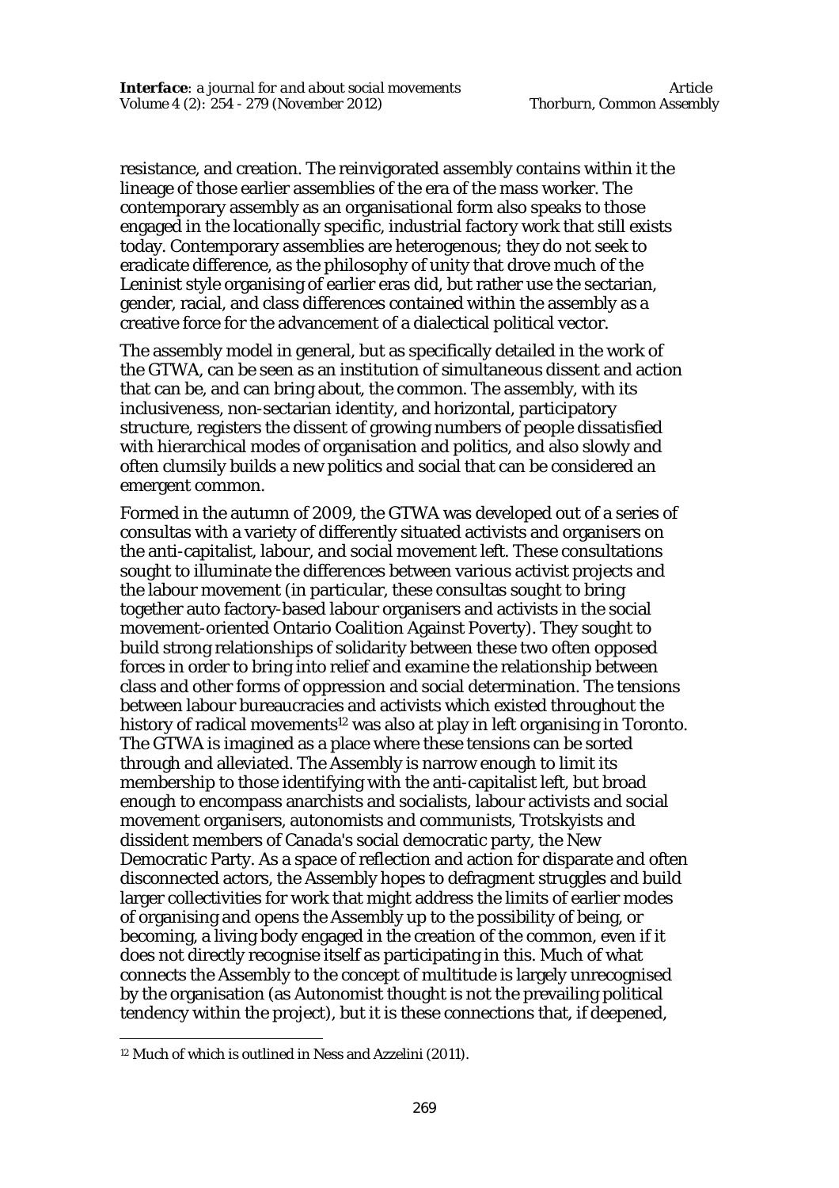resistance, and creation. The reinvigorated assembly contains within it the lineage of those earlier assemblies of the era of the mass worker. The contemporary assembly as an organisational form also speaks to those engaged in the locationally specific, industrial factory work that still exists today. Contemporary assemblies are heterogenous; they do not seek to eradicate difference, as the philosophy of unity that drove much of the Leninist style organising of earlier eras did, but rather use the sectarian, gender, racial, and class differences contained within the assembly as a creative force for the advancement of a dialectical political vector.

The assembly model in general, but as specifically detailed in the work of the GTWA, can be seen as an institution of simultaneous dissent and action that can be, and can bring about, the common. The assembly, with its inclusiveness, non-sectarian identity, and horizontal, participatory structure, registers the dissent of growing numbers of people dissatisfied with hierarchical modes of organisation and politics, and also slowly and often clumsily builds a new politics and social that can be considered an emergent common.

Formed in the autumn of 2009, the GTWA was developed out of a series of consultas with a variety of differently situated activists and organisers on the anti-capitalist, labour, and social movement left. These consultations sought to illuminate the differences between various activist projects and the labour movement (in particular, these consultas sought to bring together auto factory-based labour organisers and activists in the social movement-oriented Ontario Coalition Against Poverty). They sought to build strong relationships of solidarity between these two often opposed forces in order to bring into relief and examine the relationship between class and other forms of oppression and social determination. The tensions between labour bureaucracies and activists which existed throughout the history of radical movements[12] was also at play in left organising in Toronto. The GTWA is imagined as a place where these tensions can be sorted through and alleviated. The Assembly is narrow enough to limit its membership to those identifying with the anti-capitalist left, but broad enough to encompass anarchists and socialists, labour activists and social movement organisers, autonomists and communists, Trotskyists and dissident members of Canada's social democratic party, the New Democratic Party. As a space of reflection and action for disparate and often disconnected actors, the Assembly hopes to defragment struggles and build larger collectivities for work that might address the limits of earlier modes of organising and opens the Assembly up to the possibility of being, or becoming, a living body engaged in the creation of the common, even if it does not directly recognise itself as participating in this. Much of what connects the Assembly to the concept of multitude is largely unrecognised by the organisation (as Autonomist thought is not the prevailing political tendency within the project), but it is these connections that, if deepened,

[12] Much of which is outlined in Ness and Azzelini (2011).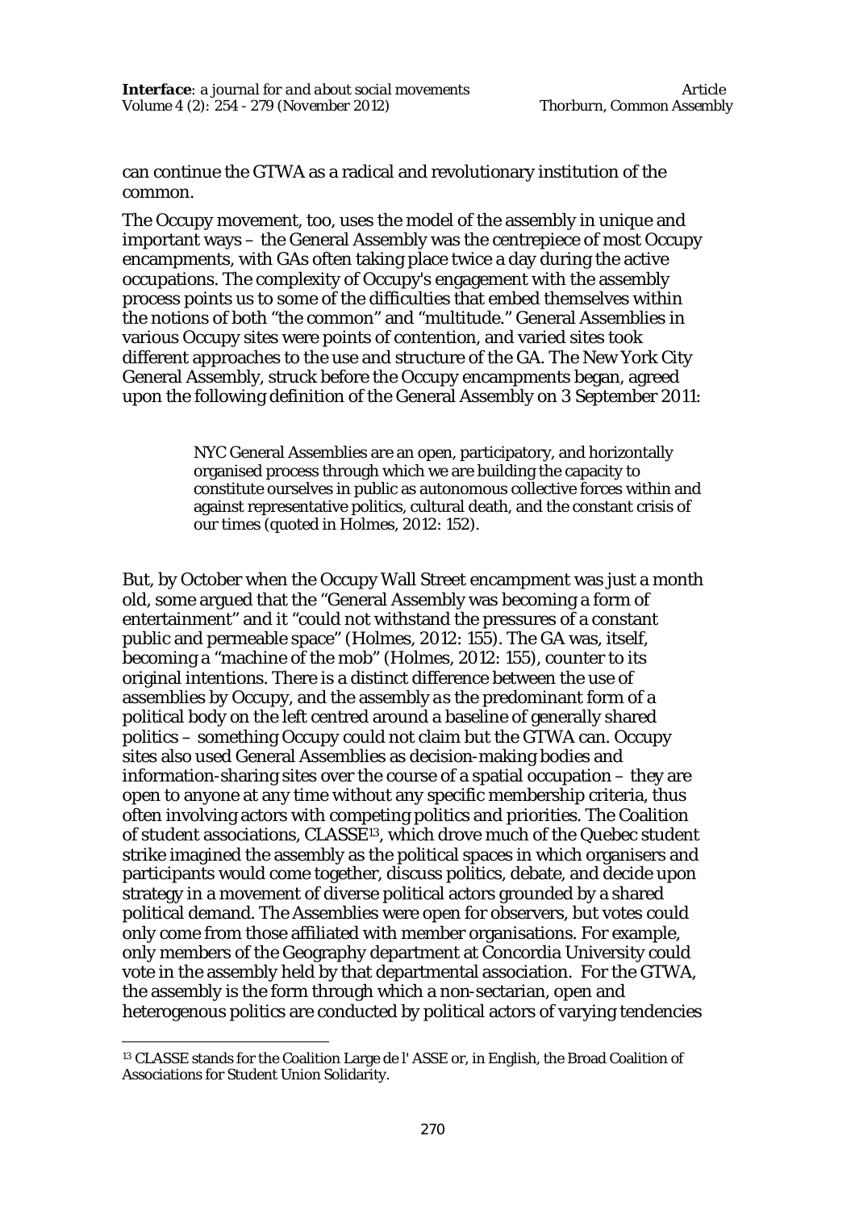can continue the GTWA as a radical and revolutionary institution of the common.

The Occupy movement, too, uses the model of the assembly in unique and important ways – the General Assembly was the centrepiece of most Occupy encampments, with GAs often taking place twice a day during the active occupations. The complexity of Occupy's engagement with the assembly process points us to some of the difficulties that embed themselves within the notions of both "the common" and "multitude." General Assemblies in various Occupy sites were points of contention, and varied sites took different approaches to the use and structure of the GA. The New York City General Assembly, struck before the Occupy encampments began, agreed upon the following definition of the General Assembly on 3 September 2011:

> NYC General Assemblies are an open, participatory, and horizontally organised process through which we are building the capacity to constitute ourselves in public as autonomous collective forces within and against representative politics, cultural death, and the constant crisis of our times (quoted in Holmes, 2012: 152).

But, by October when the Occupy Wall Street encampment was just a month old, some argued that the "General Assembly was becoming a form of entertainment" and it "could not withstand the pressures of a constant public and permeable space" (Holmes, 2012: 155). The GA was, itself, becoming a "machine of the mob" (Holmes, 2012: 155), counter to its original intentions. There is a distinct difference between the use of assemblies by Occupy, and the assembly *as* the predominant form of a political body on the left centred around a baseline of generally shared politics – something Occupy could not claim but the GTWA can. Occupy sites also used General Assemblies as decision-making bodies and information-sharing sites over the course of a spatial occupation – they are open to anyone at any time without any specific membership criteria, thus often involving actors with competing politics and priorities. The Coalition of student associations, CLASSE[13], which drove much of the Quebec student strike imagined the assembly as the political spaces in which organisers and participants would come together, discuss politics, debate, and decide upon strategy in a movement of diverse political actors grounded by a shared political demand. The Assemblies were open for observers, but votes could only come from those affiliated with member organisations. For example, only members of the Geography department at Concordia University could vote in the assembly held by that departmental association. For the GTWA, the assembly is the form through which a non-sectarian, open and heterogenous politics are conducted by political actors of varying tendencies

[13] CLASSE stands for the Coalition Large de l' ASSE or, in English, the Broad Coalition of Associations for Student Union Solidarity.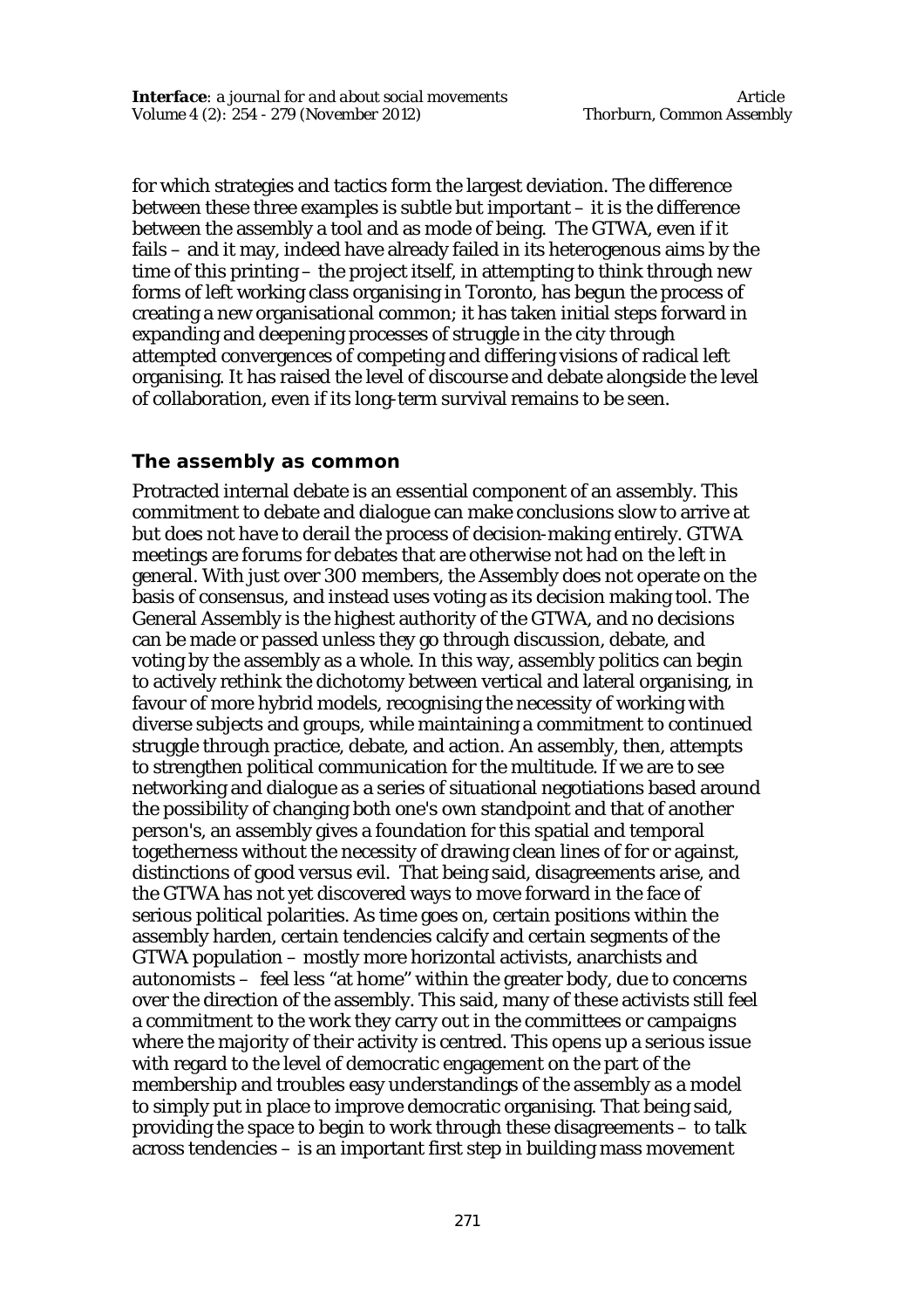for which strategies and tactics form the largest deviation. The difference between these three examples is subtle but important – it is the difference between the assembly a tool and as mode of being. The GTWA, even if it fails – and it may, indeed have already failed in its heterogenous aims by the time of this printing – the project itself, in attempting to think through new forms of left working class organising in Toronto, has begun the process of creating a new organisational common; it has taken initial steps forward in expanding and deepening processes of struggle in the city through attempted convergences of competing and differing visions of radical left organising. It has raised the level of discourse and debate alongside the level of collaboration, even if its long-term survival remains to be seen.

## The assembly as common

Protracted internal debate is an essential component of an assembly. This commitment to debate and dialogue can make conclusions slow to arrive at but does not have to derail the process of decision-making entirely. GTWA meetings are forums for debates that are otherwise not had on the left in general. With just over 300 members, the Assembly does not operate on the basis of consensus, and instead uses voting as its decision making tool. The General Assembly is the highest authority of the GTWA, and no decisions can be made or passed unless they go through discussion, debate, and voting by the assembly as a whole. In this way, assembly politics can begin to actively rethink the dichotomy between vertical and lateral organising, in favour of more hybrid models, recognising the necessity of working with diverse subjects and groups, while maintaining a commitment to continued struggle through practice, debate, and action. An assembly, then, attempts to strengthen political communication for the multitude. If we are to see networking and dialogue as a series of situational negotiations based around the possibility of changing both one's own standpoint and that of another person's, an assembly gives a foundation for this spatial and temporal togetherness without the necessity of drawing clean lines of for or against, distinctions of good versus evil. That being said, disagreements arise, and the GTWA has not yet discovered ways to move forward in the face of serious political polarities. As time goes on, certain positions within the assembly harden, certain tendencies calcify and certain segments of the GTWA population – mostly more horizontal activists, anarchists and autonomists – feel less "at home" within the greater body, due to concerns over the direction of the assembly. This said, many of these activists still feel a commitment to the work they carry out in the committees or campaigns where the majority of their activity is centred. This opens up a serious issue with regard to the level of democratic engagement on the part of the membership and troubles easy understandings of the assembly as a model to simply put in place to improve democratic organising. That being said, providing the space to begin to work through these disagreements – to talk across tendencies – is an important first step in building mass movement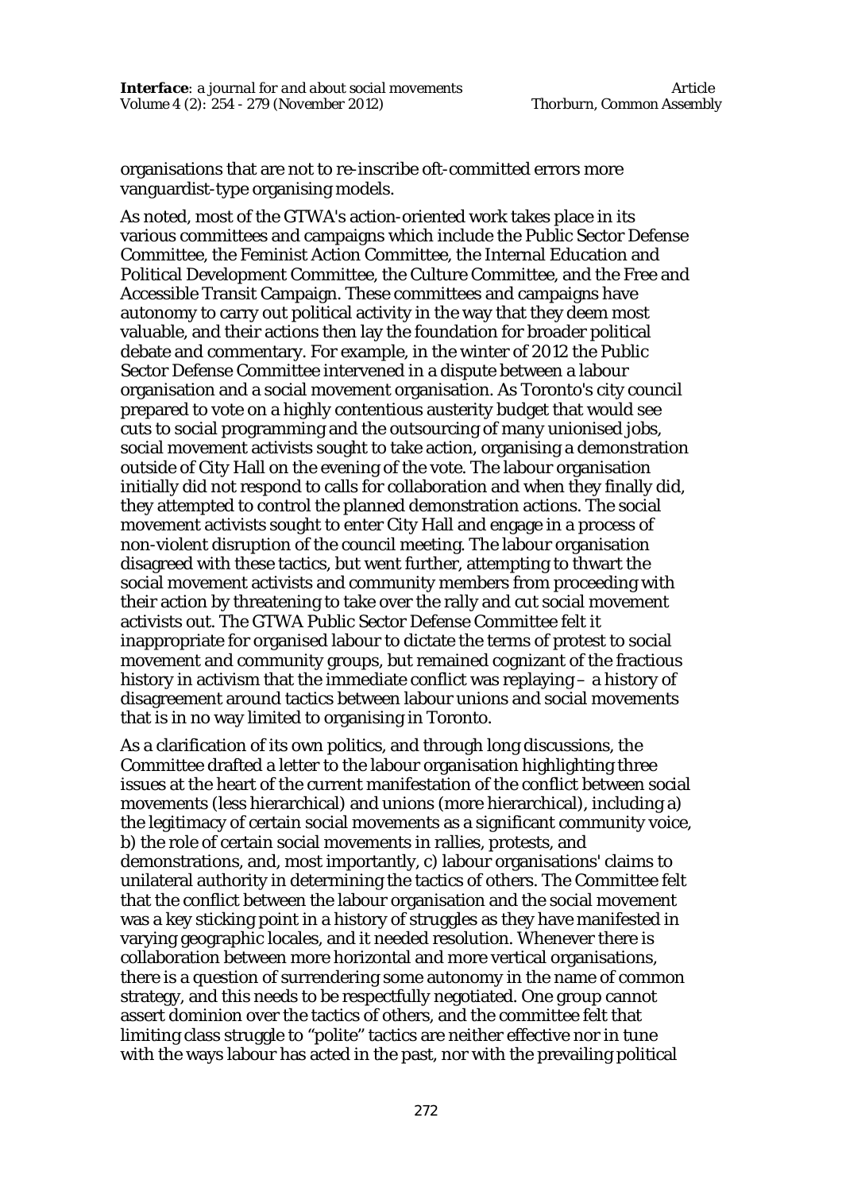organisations that are not to re-inscribe oft-committed errors more vanguardist-type organising models.

As noted, most of the GTWA's action-oriented work takes place in its various committees and campaigns which include the Public Sector Defense Committee, the Feminist Action Committee, the Internal Education and Political Development Committee, the Culture Committee, and the Free and Accessible Transit Campaign. These committees and campaigns have autonomy to carry out political activity in the way that they deem most valuable, and their actions then lay the foundation for broader political debate and commentary. For example, in the winter of 2012 the Public Sector Defense Committee intervened in a dispute between a labour organisation and a social movement organisation. As Toronto's city council prepared to vote on a highly contentious austerity budget that would see cuts to social programming and the outsourcing of many unionised jobs, social movement activists sought to take action, organising a demonstration outside of City Hall on the evening of the vote. The labour organisation initially did not respond to calls for collaboration and when they finally did, they attempted to control the planned demonstration actions. The social movement activists sought to enter City Hall and engage in a process of non-violent disruption of the council meeting. The labour organisation disagreed with these tactics, but went further, attempting to thwart the social movement activists and community members from proceeding with their action by threatening to take over the rally and cut social movement activists out. The GTWA Public Sector Defense Committee felt it inappropriate for organised labour to dictate the terms of protest to social movement and community groups, but remained cognizant of the fractious history in activism that the immediate conflict was replaying – a history of disagreement around tactics between labour unions and social movements that is in no way limited to organising in Toronto.

As a clarification of its own politics, and through long discussions, the Committee drafted a letter to the labour organisation highlighting three issues at the heart of the current manifestation of the conflict between social movements (less hierarchical) and unions (more hierarchical), including a) the legitimacy of certain social movements as a significant community voice, b) the role of certain social movements in rallies, protests, and demonstrations, and, most importantly, c) labour organisations' claims to unilateral authority in determining the tactics of others. The Committee felt that the conflict between the labour organisation and the social movement was a key sticking point in a history of struggles as they have manifested in varying geographic locales, and it needed resolution. Whenever there is collaboration between more horizontal and more vertical organisations, there is a question of surrendering some autonomy in the name of common strategy, and this needs to be respectfully negotiated. One group cannot assert dominion over the tactics of others, and the committee felt that limiting class struggle to "polite" tactics are neither effective nor in tune with the ways labour has acted in the past, nor with the prevailing political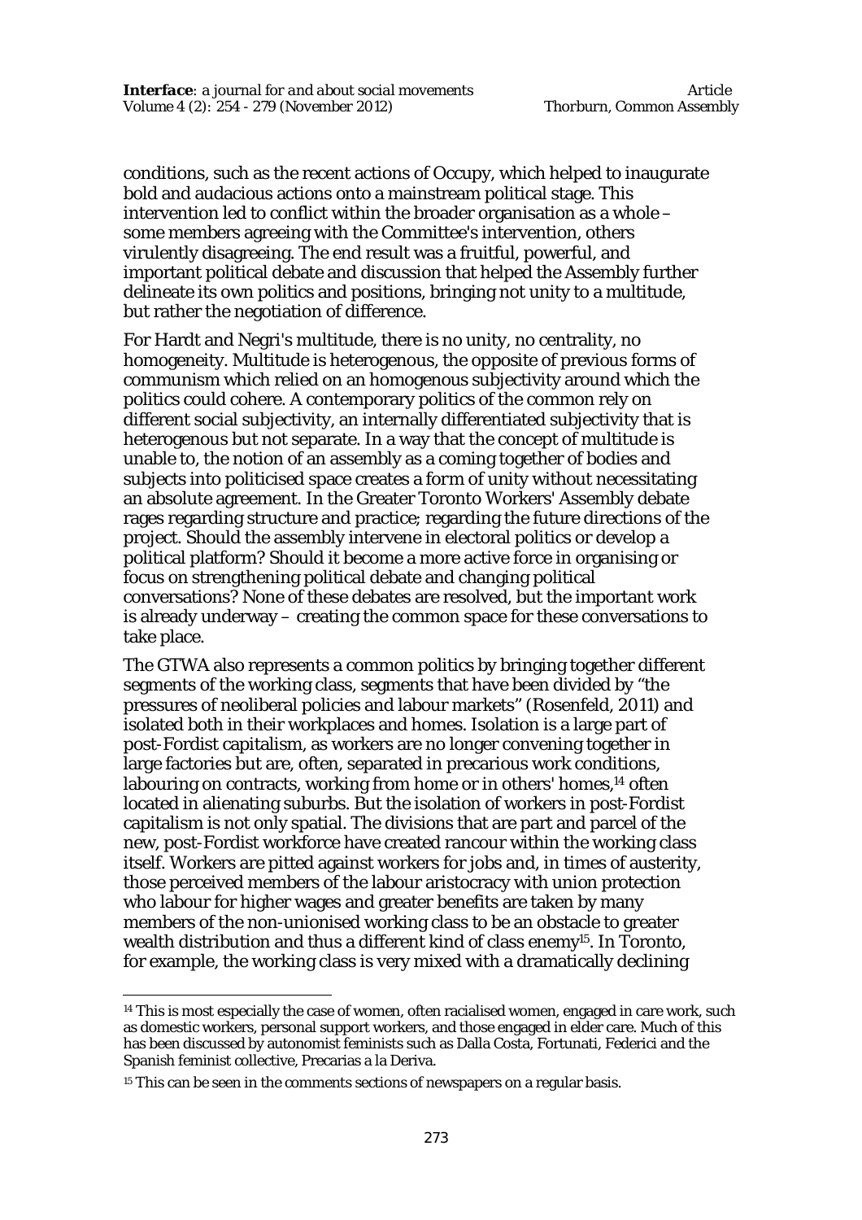conditions, such as the recent actions of Occupy, which helped to inaugurate bold and audacious actions onto a mainstream political stage. This intervention led to conflict within the broader organisation as a whole – some members agreeing with the Committee's intervention, others virulently disagreeing. The end result was a fruitful, powerful, and important political debate and discussion that helped the Assembly further delineate its own politics and positions, bringing not unity to a multitude, but rather the negotiation of difference.

For Hardt and Negri's multitude, there is no unity, no centrality, no homogeneity. Multitude is heterogenous, the opposite of previous forms of communism which relied on an homogenous subjectivity around which the politics could cohere. A contemporary politics of the common rely on different social subjectivity, an internally differentiated subjectivity that is heterogenous but not separate. In a way that the concept of multitude is unable to, the notion of an assembly as a coming together of bodies and subjects into politicised space creates a form of unity without necessitating an absolute agreement. In the Greater Toronto Workers' Assembly debate rages regarding structure and practice; regarding the future directions of the project. Should the assembly intervene in electoral politics or develop a political platform? Should it become a more active force in organising or focus on strengthening political debate and changing political conversations? None of these debates are resolved, but the important work is already underway – creating the common space for these conversations to take place.

The GTWA also represents a common politics by bringing together different segments of the working class, segments that have been divided by "the pressures of neoliberal policies and labour markets" (Rosenfeld, 2011) and isolated both in their workplaces and homes. Isolation is a large part of post-Fordist capitalism, as workers are no longer convening together in large factories but are, often, separated in precarious work conditions, labouring on contracts, working from home or in others' homes,[14] often located in alienating suburbs. But the isolation of workers in post-Fordist capitalism is not only spatial. The divisions that are part and parcel of the new, post-Fordist workforce have created rancour within the working class itself. Workers are pitted against workers for jobs and, in times of austerity, those perceived members of the labour aristocracy with union protection who labour for higher wages and greater benefits are taken by many members of the non-unionised working class to be an obstacle to greater wealth distribution and thus a different kind of class enemy[15]. In Toronto, for example, the working class is very mixed with a dramatically declining

---

[14] This is most especially the case of women, often racialised women, engaged in care work, such as domestic workers, personal support workers, and those engaged in elder care. Much of this has been discussed by autonomist feminists such as Dalla Costa, Fortunati, Federici and the Spanish feminist collective, Precarias a la Deriva.

[15] This can be seen in the comments sections of newspapers on a regular basis.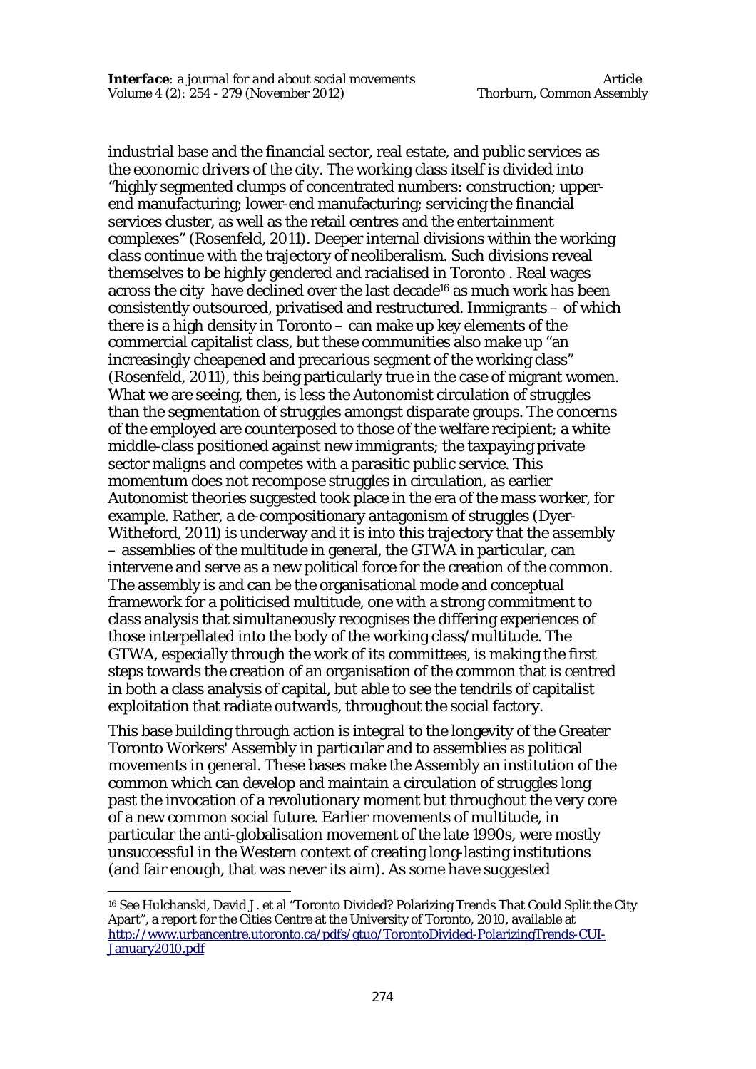industrial base and the financial sector, real estate, and public services as the economic drivers of the city. The working class itself is divided into "highly segmented clumps of concentrated numbers: construction; upper-end manufacturing; lower-end manufacturing; servicing the financial services cluster, as well as the retail centres and the entertainment complexes" (Rosenfeld, 2011). Deeper internal divisions within the working class continue with the trajectory of neoliberalism. Such divisions reveal themselves to be highly gendered and racialised in Toronto . Real wages across the city have declined over the last decade[16] as much work has been consistently outsourced, privatised and restructured. Immigrants – of which there is a high density in Toronto – can make up key elements of the commercial capitalist class, but these communities also make up "an increasingly cheapened and precarious segment of the working class" (Rosenfeld, 2011), this being particularly true in the case of migrant women. What we are seeing, then, is less the Autonomist circulation of struggles than the segmentation of struggles amongst disparate groups. The concerns of the employed are counterposed to those of the welfare recipient; a white middle-class positioned against new immigrants; the taxpaying private sector maligns and competes with a parasitic public service. This momentum does not recompose struggles in circulation, as earlier Autonomist theories suggested took place in the era of the mass worker, for example. Rather, a de-compositionary antagonism of struggles (Dyer-Witheford, 2011) is underway and it is into this trajectory that the assembly – assemblies of the multitude in general, the GTWA in particular, can intervene and serve as a new political force for the creation of the common. The assembly is and can be the organisational mode and conceptual framework for a politicised multitude, one with a strong commitment to class analysis that simultaneously recognises the differing experiences of those interpellated into the body of the working class/multitude. The GTWA, especially through the work of its committees, is making the first steps towards the creation of an organisation of the common that is centred in both a class analysis of capital, but able to see the tendrils of capitalist exploitation that radiate outwards, throughout the social factory.

This base building through action is integral to the longevity of the Greater Toronto Workers' Assembly in particular and to assemblies as political movements in general. These bases make the Assembly an institution of the common which can develop and maintain a circulation of struggles long past the invocation of a revolutionary moment but throughout the very core of a new common social future. Earlier movements of multitude, in particular the anti-globalisation movement of the late 1990s, were mostly unsuccessful in the Western context of creating long-lasting institutions (and fair enough, that was never its aim). As some have suggested

[16] See Hulchanski, David J. et al "Toronto Divided? Polarizing Trends That Could Split the City Apart", a report for the Cities Centre at the University of Toronto, 2010, available at http://www.urbancentre.utoronto.ca/pdfs/gtuo/TorontoDivided-PolarizingTrends-CUI-January2010.pdf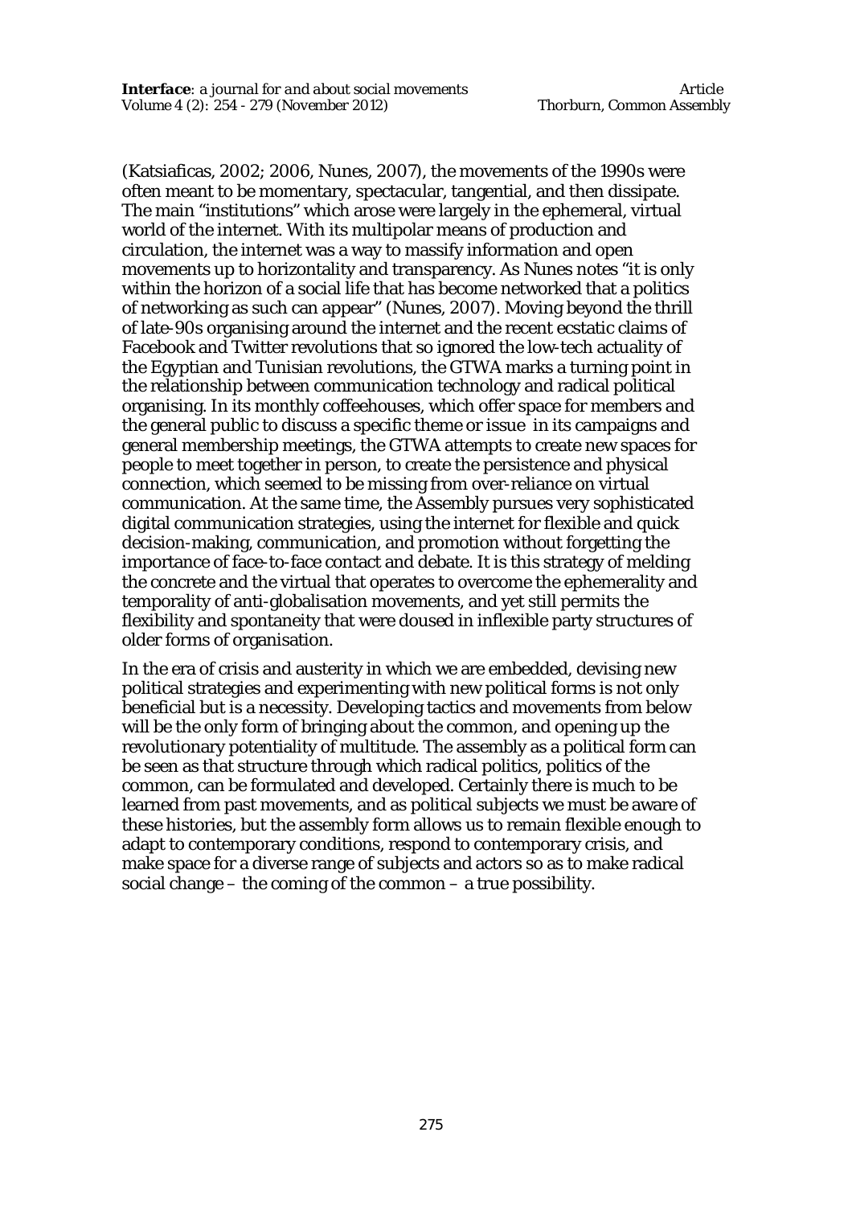(Katsiaficas, 2002; 2006, Nunes, 2007), the movements of the 1990s were often meant to be momentary, spectacular, tangential, and then dissipate. The main "institutions" which arose were largely in the ephemeral, virtual world of the internet. With its multipolar means of production and circulation, the internet was a way to massify information and open movements up to horizontality and transparency. As Nunes notes "it is only within the horizon of a social life that has become networked that a politics of networking as such can appear" (Nunes, 2007). Moving beyond the thrill of late-90s organising around the internet and the recent ecstatic claims of Facebook and Twitter revolutions that so ignored the low-tech actuality of the Egyptian and Tunisian revolutions, the GTWA marks a turning point in the relationship between communication technology and radical political organising. In its monthly coffeehouses, which offer space for members and the general public to discuss a specific theme or issue in its campaigns and general membership meetings, the GTWA attempts to create new spaces for people to meet together in person, to create the persistence and physical connection, which seemed to be missing from over-reliance on virtual communication. At the same time, the Assembly pursues very sophisticated digital communication strategies, using the internet for flexible and quick decision-making, communication, and promotion without forgetting the importance of face-to-face contact and debate. It is this strategy of melding the concrete and the virtual that operates to overcome the ephemerality and temporality of anti-globalisation movements, and yet still permits the flexibility and spontaneity that were doused in inflexible party structures of older forms of organisation.

In the era of crisis and austerity in which we are embedded, devising new political strategies and experimenting with new political forms is not only beneficial but is a necessity. Developing tactics and movements from below will be the only form of bringing about the common, and opening up the revolutionary potentiality of multitude. The assembly as a political form can be seen as that structure through which radical politics, politics of the common, can be formulated and developed. Certainly there is much to be learned from past movements, and as political subjects we must be aware of these histories, but the assembly form allows us to remain flexible enough to adapt to contemporary conditions, respond to contemporary crisis, and make space for a diverse range of subjects and actors so as to make radical social change – the coming of the common – a true possibility.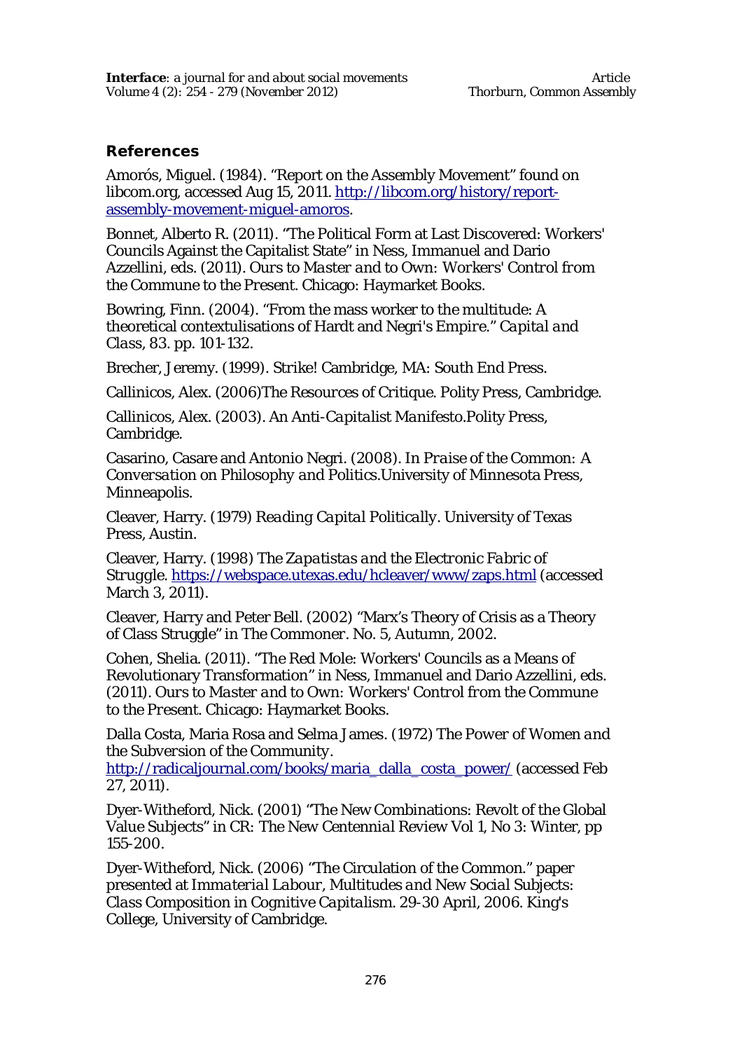## References

Amorós, Miguel. (1984). "Report on the Assembly Movement" found on libcom.org, accessed Aug 15, 2011. http://libcom.org/history/report-assembly-movement-miguel-amoros.

Bonnet, Alberto R. (2011). "The Political Form at Last Discovered: Workers' Councils Against the Capitalist State" in Ness, Immanuel and Dario Azzellini, eds. (2011). *Ours to Master and to Own: Workers' Control from the Commune to the Present*. Chicago: Haymarket Books.

Bowring, Finn. (2004). "From the mass worker to the multitude: A theoretical contextulisations of Hardt and Negri's Empire." *Capital and Class*, 83. pp. 101-132.

Brecher, Jeremy. (1999). *Strike!* Cambridge, MA: South End Press.

Callinicos, Alex. (2006)*The Resources of Critique*. Polity Press, Cambridge.

Callinicos, Alex. (2003). *An Anti-Capitalist Manifesto*.Polity Press, Cambridge.

Casarino, Casare and Antonio Negri. (2008). *In Praise of the Common: A Conversation on Philosophy and Politics*.University of Minnesota Press, Minneapolis.

Cleaver, Harry. (1979) *Reading Capital Politically*. University of Texas Press, Austin.

Cleaver, Harry. (1998) *The Zapatistas and the Electronic Fabric of Struggle*. https://webspace.utexas.edu/hcleaver/www/zaps.html (accessed March 3, 2011).

Cleaver, Harry and Peter Bell. (2002) "Marx's Theory of Crisis as a Theory of Class Struggle" in The Commoner. No. 5, Autumn, 2002.

Cohen, Shelia. (2011). "The Red Mole: Workers' Councils as a Means of Revolutionary Transformation" in Ness, Immanuel and Dario Azzellini, eds. (2011). *Ours to Master and to Own: Workers' Control from the Commune to the Present*. Chicago: Haymarket Books.

Dalla Costa, Maria Rosa and Selma James. (1972) *The Power of Women and the Subversion of the Community*. http://radicaljournal.com/books/maria_dalla_costa_power/ (accessed Feb 27, 2011).

Dyer-Witheford, Nick. (2001) "The New Combinations: Revolt of the Global Value Subjects" in *CR: The New Centennial Review* Vol 1, No 3: Winter, pp 155-200.

Dyer-Witheford, Nick. (2006) "The Circulation of the Common." paper presented at *Immaterial Labour, Multitudes and New Social Subjects: Class Composition in Cognitive Capitalism*. 29-30 April, 2006. King's College, University of Cambridge.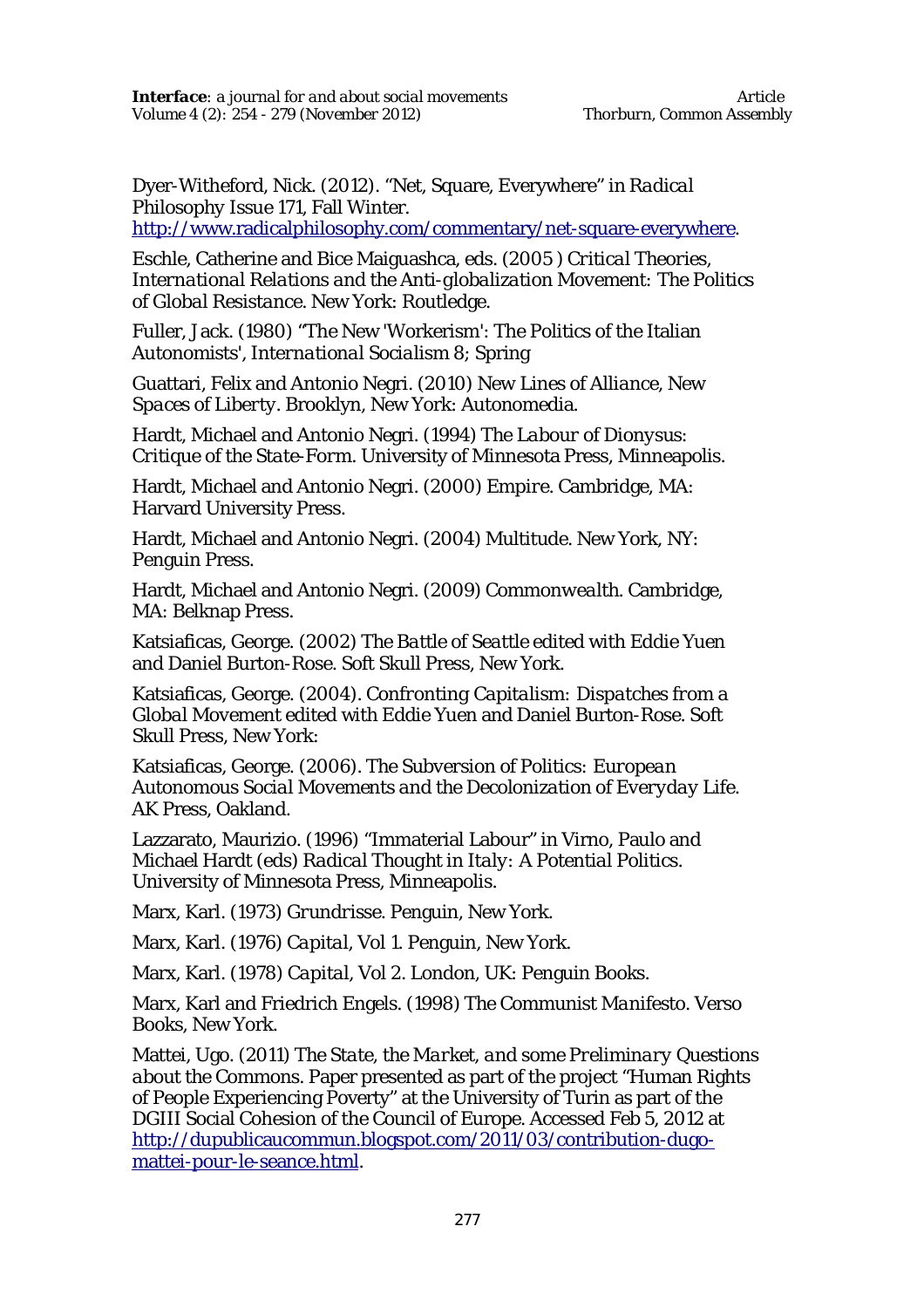Dyer-Witheford, Nick. (2012). "Net, Square, Everywhere" in *Radical Philosophy* Issue 171, Fall Winter. http://www.radicalphilosophy.com/commentary/net-square-everywhere.

Eschle, Catherine and Bice Maiguashca, eds. (2005 ) *Critical Theories, International Relations and the Anti-globalization Movement: The Politics of Global Resistance.* New York: Routledge.

Fuller, Jack. (1980) "The New 'Workerism': The Politics of the Italian Autonomists', *International Socialism* 8; Spring

Guattari, Felix and Antonio Negri. (2010) *New Lines of Alliance, New Spaces of Liberty*. Brooklyn, New York: Autonomedia.

Hardt, Michael and Antonio Negri. (1994) *The Labour of Dionysus: Critique of the State-Form.* University of Minnesota Press, Minneapolis.

Hardt, Michael and Antonio Negri. (2000) *Empire*. Cambridge, MA: Harvard University Press.

Hardt, Michael and Antonio Negri. (2004) *Multitude*. New York, NY: Penguin Press.

Hardt, Michael and Antonio Negri. (2009) *Commonwealth*. Cambridge, MA: Belknap Press.

Katsiaficas, George. (2002) *The Battle of Seattle* edited with Eddie Yuen and Daniel Burton-Rose. Soft Skull Press, New York.

Katsiaficas, George. (2004). *Confronting Capitalism: Dispatches from a Global Movement* edited with Eddie Yuen and Daniel Burton-Rose. Soft Skull Press, New York:

Katsiaficas, George. (2006). *The Subversion of Politics: European Autonomous Social Movements and the Decolonization of Everyday Life.* AK Press, Oakland.

Lazzarato, Maurizio. (1996) "Immaterial Labour" in Virno, Paulo and Michael Hardt (eds) *Radical Thought in Italy: A Potential Politics.* University of Minnesota Press, Minneapolis.

Marx, Karl. (1973) *Grundrisse*. Penguin, New York.

Marx, Karl. (1976) *Capital*, Vol 1. Penguin, New York.

Marx, Karl. (1978) *Capital*, Vol 2. London, UK: Penguin Books.

Marx, Karl and Friedrich Engels. (1998) *The Communist Manifesto*. Verso Books, New York.

Mattei, Ugo. (2011) *The State, the Market, and some Preliminary Questions about the Commons*. Paper presented as part of the project "Human Rights of People Experiencing Poverty" at the University of Turin as part of the DGIII Social Cohesion of the Council of Europe. Accessed Feb 5, 2012 at http://dupublicaucommun.blogspot.com/2011/03/contribution-dugo-mattei-pour-le-seance.html.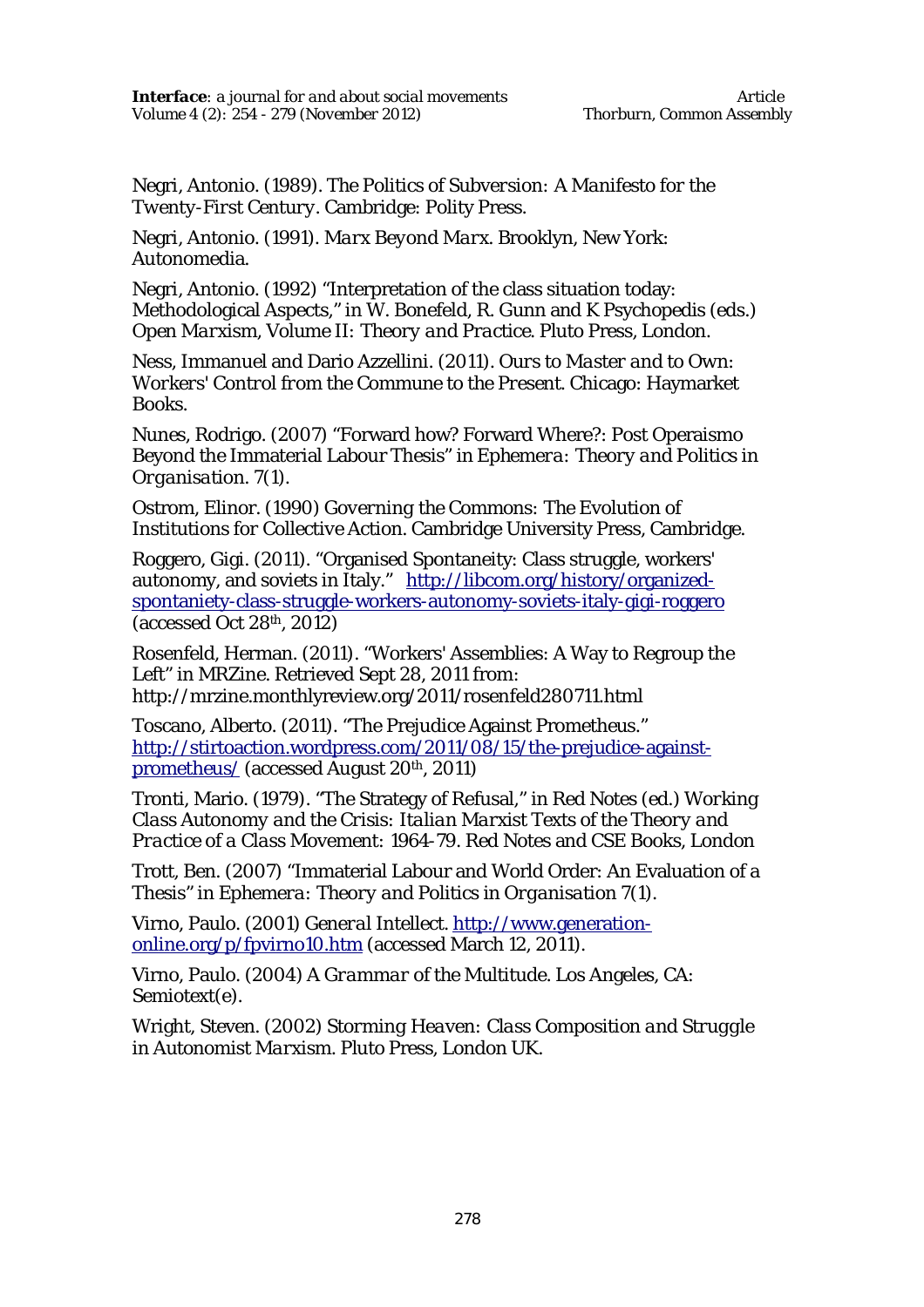Negri, Antonio. (1989). *The Politics of Subversion: A Manifesto for the Twenty-First Century*. Cambridge: Polity Press.

Negri, Antonio. (1991). *Marx Beyond Marx*. Brooklyn, New York: Autonomedia.

Negri, Antonio. (1992) "Interpretation of the class situation today: Methodological Aspects," in W. Bonefeld, R. Gunn and K Psychopedis (eds.) *Open Marxism, Volume II: Theory and Practice*. Pluto Press, London.

Ness, Immanuel and Dario Azzellini. (2011). *Ours to Master and to Own: Workers' Control from the Commune to the Present*. Chicago: Haymarket Books.

Nunes, Rodrigo. (2007) "Forward how? Forward Where?: Post Operaismo Beyond the Immaterial Labour Thesis" in *Ephemera: Theory and Politics in Organisation*. 7(1).

Ostrom, Elinor. (1990) *Governing the Commons: The Evolution of Institutions for Collective Action*. Cambridge University Press, Cambridge.

Roggero, Gigi. (2011). "Organised Spontaneity: Class struggle, workers' autonomy, and soviets in Italy." [http://libcom.org/history/organized-spontaniety-class-struggle-workers-autonomy-soviets-italy-gigi-roggero](http://libcom.org/history/organized-spontaniety-class-struggle-workers-autonomy-soviets-italy-gigi-roggero) (accessed Oct 28th, 2012)

Rosenfeld, Herman. (2011). "Workers' Assemblies: A Way to Regroup the Left" in *MRZine*. Retrieved Sept 28, 2011 from: http://mrzine.monthlyreview.org/2011/rosenfeld280711.html

Toscano, Alberto. (2011). "The Prejudice Against Prometheus." [http://stirtoaction.wordpress.com/2011/08/15/the-prejudice-against-prometheus/](http://stirtoaction.wordpress.com/2011/08/15/the-prejudice-against-prometheus/) (accessed August 20th, 2011)

Tronti, Mario. (1979). "The Strategy of Refusal," in Red Notes (ed.) *Working Class Autonomy and the Crisis: Italian Marxist Texts of the Theory and Practice of a Class Movement: 1964-79*. Red Notes and CSE Books, London

Trott, Ben. (2007) "Immaterial Labour and World Order: An Evaluation of a Thesis" in *Ephemera: Theory and Politics in Organisation* 7(1).

Virno, Paulo. (2001) *General Intellect*. [http://www.generation-online.org/p/fpvirno10.htm](http://www.generation-online.org/p/fpvirno10.htm) (accessed March 12, 2011).

Virno, Paulo. (2004) *A Grammar of the Multitude*. Los Angeles, CA: Semiotext(e).

Wright, Steven. (2002) *Storming Heaven: Class Composition and Struggle in Autonomist Marxism*. Pluto Press, London UK.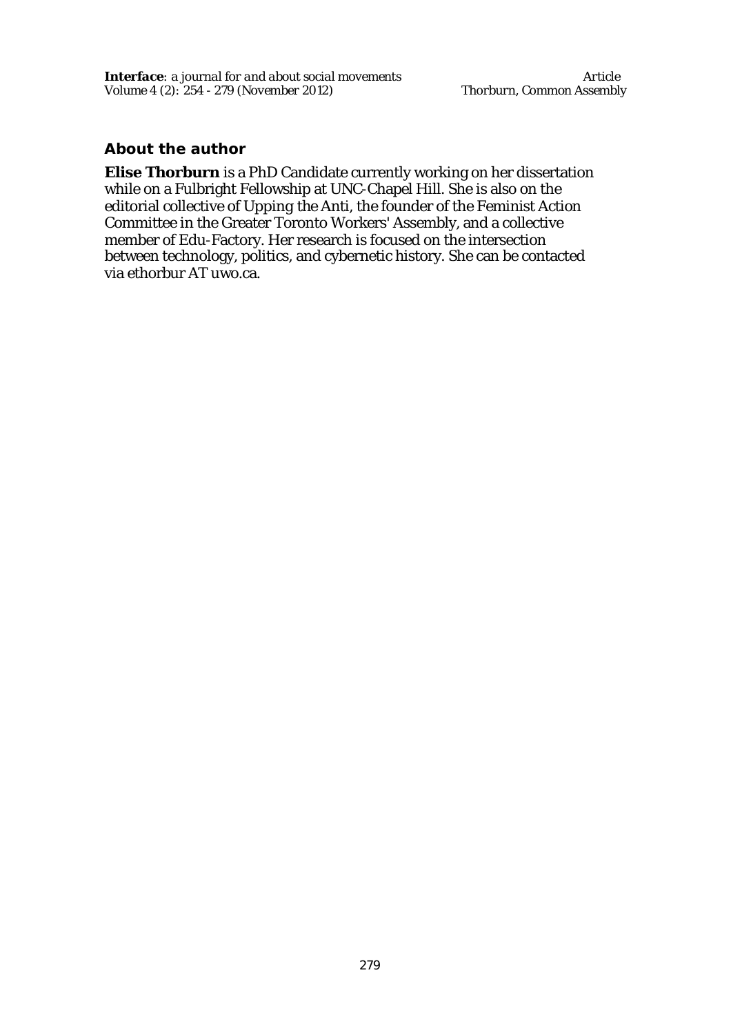## About the author

**Elise Thorburn** is a PhD Candidate currently working on her dissertation while on a Fulbright Fellowship at UNC-Chapel Hill. She is also on the editorial collective of Upping the Anti, the founder of the Feminist Action Committee in the Greater Toronto Workers' Assembly, and a collective member of Edu-Factory. Her research is focused on the intersection between technology, politics, and cybernetic history. She can be contacted via ethorbur AT uwo.ca.